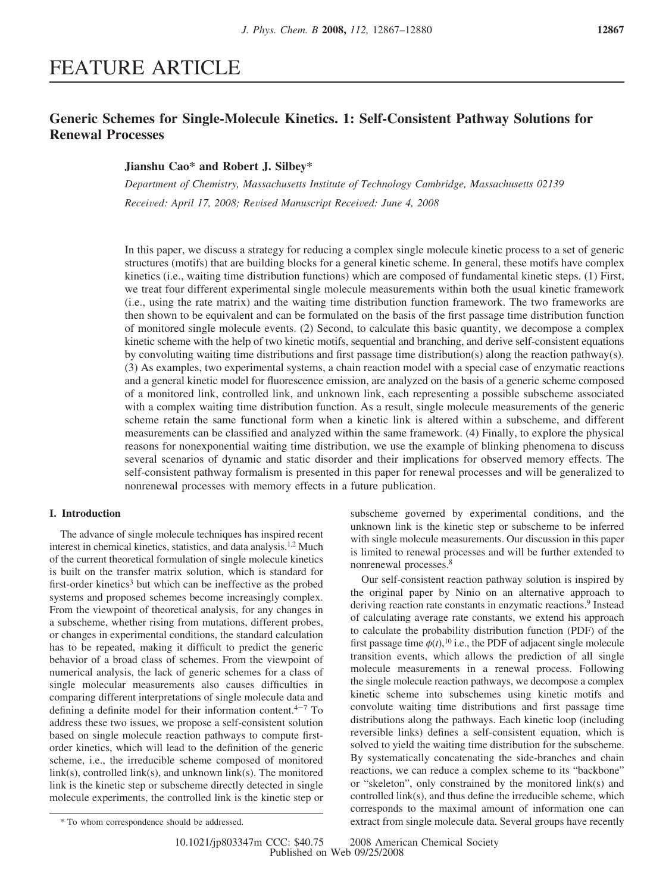# FEATURE ARTICLE

## Generic Schemes for Single-Molecule Kinetics. 1: Self-Consistent Pathway Solutions for Renewal Processes

**Jianshu Cao\* and Robert J. Silbey\***

*Department of Chemistry, Massachusetts Institute of Technology Cambridge, Massachusetts 02139*

*Received: April 17, 2008; Revised Manuscript Received: June 4, 2008*

In this paper, we discuss a strategy for reducing a complex single molecule kinetic process to a set of generic structures (motifs) that are building blocks for a general kinetic scheme. In general, these motifs have complex kinetics (i.e., waiting time distribution functions) which are composed of fundamental kinetic steps. (1) First, we treat four different experimental single molecule measurements within both the usual kinetic framework (i.e., using the rate matrix) and the waiting time distribution function framework. The two frameworks are then shown to be equivalent and can be formulated on the basis of the first passage time distribution function of monitored single molecule events. (2) Second, to calculate this basic quantity, we decompose a complex kinetic scheme with the help of two kinetic motifs, sequential and branching, and derive self-consistent equations by convoluting waiting time distributions and first passage time distribution(s) along the reaction pathway(s). (3) As examples, two experimental systems, a chain reaction model with a special case of enzymatic reactions and a general kinetic model for fluorescence emission, are analyzed on the basis of a generic scheme composed of a monitored link, controlled link, and unknown link, each representing a possible subscheme associated with a complex waiting time distribution function. As a result, single molecule measurements of the generic scheme retain the same functional form when a kinetic link is altered within a subscheme, and different measurements can be classified and analyzed within the same framework. (4) Finally, to explore the physical reasons for nonexponential waiting time distribution, we use the example of blinking phenomena to discuss several scenarios of dynamic and static disorder and their implications for observed memory effects. The self-consistent pathway formalism is presented in this paper for renewal processes and will be generalized to nonrenewal processes with memory effects in a future publication.

### I. Introduction

The advance of single molecule techniques has inspired recent interest in chemical kinetics, statistics, and data analysis.[1,2] Much of the current theoretical formulation of single molecule kinetics is built on the transfer matrix solution, which is standard for first-order kinetics[3] but which can be ineffective as the probed systems and proposed schemes become increasingly complex. From the viewpoint of theoretical analysis, for any changes in a subscheme, whether rising from mutations, different probes, or changes in experimental conditions, the standard calculation has to be repeated, making it difficult to predict the generic behavior of a broad class of schemes. From the viewpoint of numerical analysis, the lack of generic schemes for a class of single molecular measurements also causes difficulties in comparing different interpretations of single molecule data and defining a definite model for their information content.[4-7] To address these two issues, we propose a self-consistent solution based on single molecule reaction pathways to compute first-order kinetics, which will lead to the definition of the generic scheme, i.e., the irreducible scheme composed of monitored link(s), controlled link(s), and unknown link(s). The monitored link is the kinetic step or subscheme directly detected in single molecule experiments, the controlled link is the kinetic step or subscheme governed by experimental conditions, and the unknown link is the kinetic step or subscheme to be inferred with single molecule measurements. Our discussion in this paper is limited to renewal processes and will be further extended to nonrenewal processes.[8]

Our self-consistent reaction pathway solution is inspired by the original paper by Ninio on an alternative approach to deriving reaction rate constants in enzymatic reactions.[9] Instead of calculating average rate constants, we extend his approach to calculate the probability distribution function (PDF) of the first passage time $\phi(t)$,[10] i.e., the PDF of adjacent single molecule transition events, which allows the prediction of all single molecule measurements in a renewal process. Following the single molecule reaction pathways, we decompose a complex kinetic scheme into subschemes using kinetic motifs and convolute waiting time distributions and first passage time distributions along the pathways. Each kinetic loop (including reversible links) defines a self-consistent equation, which is solved to yield the waiting time distribution for the subscheme. By systematically concatenating the side-branches and chain reactions, we can reduce a complex scheme to its "backbone" or "skeleton", only constrained by the monitored link(s) and controlled link(s), and thus define the irreducible scheme, which corresponds to the maximal amount of information one can extract from single molecule data. Several groups have recently

\* To whom correspondence should be addressed.

10.1021/jp803347m CCC: $40.75 © 2008 American Chemical Society
Published on Web 09/25/2008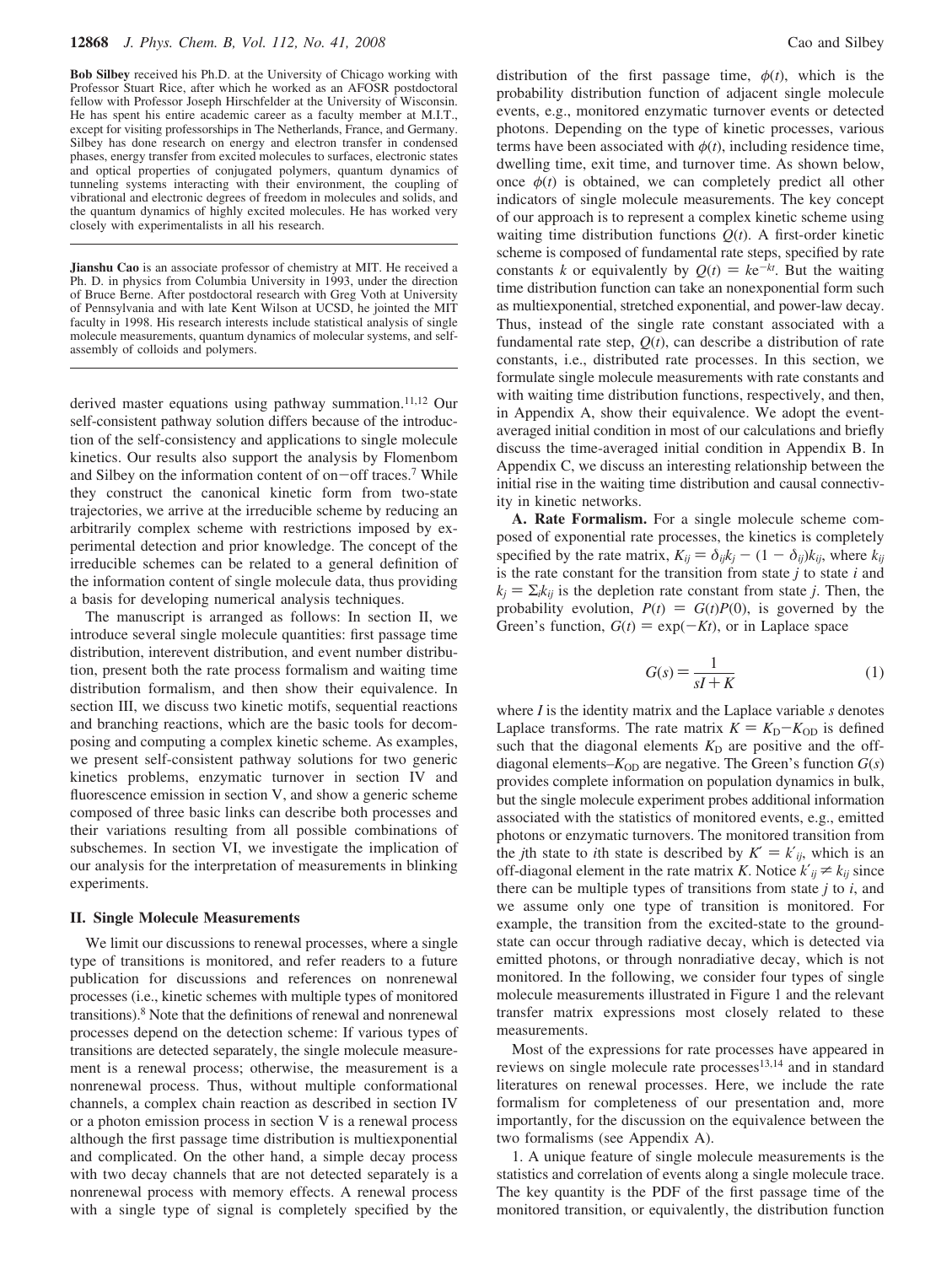**Bob Silbey** received his Ph.D. at the University of Chicago working with Professor Stuart Rice, after which he worked as an AFOSR postdoctoral fellow with Professor Joseph Hirschfelder at the University of Wisconsin. He has spent his entire academic career as a faculty member at M.I.T., except for visiting professorships in The Netherlands, France, and Germany. Silbey has done research on energy and electron transfer in condensed phases, energy transfer from excited molecules to surfaces, electronic states and optical properties of conjugated polymers, quantum dynamics of tunneling systems interacting with their environment, the coupling of vibrational and electronic degrees of freedom in molecules and solids, and the quantum dynamics of highly excited molecules. He has worked very closely with experimentalists in all his research.

**Jianshu Cao** is an associate professor of chemistry at MIT. He received a Ph. D. in physics from Columbia University in 1993, under the direction of Bruce Berne. After postdoctoral research with Greg Voth at University of Pennsylvania and with late Kent Wilson at UCSD, he jointed the MIT faculty in 1998. His research interests include statistical analysis of single molecule measurements, quantum dynamics of molecular systems, and self-assembly of colloids and polymers.

derived master equations using pathway summation.[11,12] Our self-consistent pathway solution differs because of the introduction of the self-consistency and applications to single molecule kinetics. Our results also support the analysis by Flomenbom and Silbey on the information content of on−off traces.[7] While they construct the canonical kinetic form from two-state trajectories, we arrive at the irreducible scheme by reducing an arbitrarily complex scheme with restrictions imposed by experimental detection and prior knowledge. The concept of the irreducible schemes can be related to a general definition of the information content of single molecule data, thus providing a basis for developing numerical analysis techniques.

The manuscript is arranged as follows: In section II, we introduce several single molecule quantities: first passage time distribution, interevent distribution, and event number distribution, present both the rate process formalism and waiting time distribution formalism, and then show their equivalence. In section III, we discuss two kinetic motifs, sequential reactions and branching reactions, which are the basic tools for decomposing and computing a complex kinetic scheme. As examples, we present self-consistent pathway solutions for two generic kinetics problems, enzymatic turnover in section IV and fluorescence emission in section V, and show a generic scheme composed of three basic links can describe both processes and their variations resulting from all possible combinations of subschemes. In section VI, we investigate the implication of our analysis for the interpretation of measurements in blinking experiments.

## II. Single Molecule Measurements

We limit our discussions to renewal processes, where a single type of transitions is monitored, and refer readers to a future publication for discussions and references on nonrenewal processes (i.e., kinetic schemes with multiple types of monitored transitions).[8] Note that the definitions of renewal and nonrenewal processes depend on the detection scheme: If various types of transitions are detected separately, the single molecule measurement is a renewal process; otherwise, the measurement is a nonrenewal process. Thus, without multiple conformational channels, a complex chain reaction as described in section IV or a photon emission process in section V is a renewal process although the first passage time distribution is multiexponential and complicated. On the other hand, a simple decay process with two decay channels that are not detected separately is a nonrenewal process with memory effects. A renewal process with a single type of signal is completely specified by the distribution of the first passage time, $\phi(t)$, which is the probability distribution function of adjacent single molecule events, e.g., monitored enzymatic turnover events or detected photons. Depending on the type of kinetic processes, various terms have been associated with $\phi(t)$, including residence time, dwelling time, exit time, and turnover time. As shown below, once $\phi(t)$ is obtained, we can completely predict all other indicators of single molecule measurements. The key concept of our approach is to represent a complex kinetic scheme using waiting time distribution functions $Q(t)$. A first-order kinetic scheme is composed of fundamental rate steps, specified by rate constants $k$ or equivalently by $Q(t) = ke^{-kt}$. But the waiting time distribution function can take an nonexponential form such as multiexponential, stretched exponential, and power-law decay. Thus, instead of the single rate constant associated with a fundamental rate step, $Q(t)$, can describe a distribution of rate constants, i.e., distributed rate processes. In this section, we formulate single molecule measurements with rate constants and with waiting time distribution functions, respectively, and then, in Appendix A, show their equivalence. We adopt the event-averaged initial condition in most of our calculations and briefly discuss the time-averaged initial condition in Appendix B. In Appendix C, we discuss an interesting relationship between the initial rise in the waiting time distribution and causal connectivity in kinetic networks.

**A. Rate Formalism.** For a single molecule scheme composed of exponential rate processes, the kinetics is completely specified by the rate matrix, $K_{ij} = \delta_{ij}k_j - (1 - \delta_{ij})k_{ij}$, where $k_{ij}$ is the rate constant for the transition from state $j$ to state $i$ and $k_j = \Sigma_i k_{ij}$ is the depletion rate constant from state $j$. Then, the probability evolution, $P(t) = G(t)P(0)$, is governed by the Green's function, $G(t) = \exp(-Kt)$, or in Laplace space

$$G(s) = \frac{1}{sI + K} \tag{1}$$

where $I$ is the identity matrix and the Laplace variable $s$ denotes Laplace transforms. The rate matrix $K = K_D - K_{OD}$ is defined such that the diagonal elements $K_D$ are positive and the off-diagonal elements–$K_{OD}$ are negative. The Green's function $G(s)$ provides complete information on population dynamics in bulk, but the single molecule experiment probes additional information associated with the statistics of monitored events, e.g., emitted photons or enzymatic turnovers. The monitored transition from the $j$th state to $i$th state is described by $K' = k'_{ij}$, which is an off-diagonal element in the rate matrix $K$. Notice $k'_{ij} \neq k_{ij}$ since there can be multiple types of transitions from state $j$ to $i$, and we assume only one type of transition is monitored. For example, the transition from the excited-state to the ground-state can occur through radiative decay, which is detected via emitted photons, or through nonradiative decay, which is not monitored. In the following, we consider four types of single molecule measurements illustrated in Figure 1 and the relevant transfer matrix expressions most closely related to these measurements.

Most of the expressions for rate processes have appeared in reviews on single molecule rate processes[13,14] and in standard literatures on renewal processes. Here, we include the rate formalism for completeness of our presentation and, more importantly, for the discussion on the equivalence between the two formalisms (see Appendix A).

1. A unique feature of single molecule measurements is the statistics and correlation of events along a single molecule trace. The key quantity is the PDF of the first passage time of the monitored transition, or equivalently, the distribution function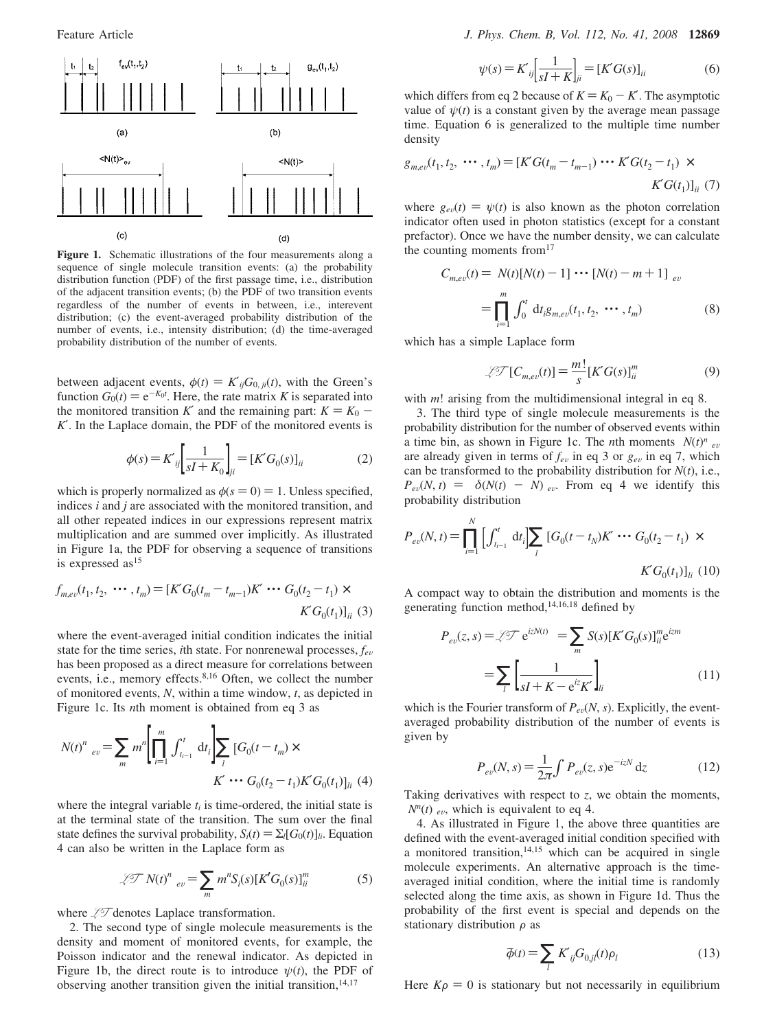(a)

(b)

(c)

(d)

**Figure 1.** Schematic illustrations of the four measurements along a sequence of single molecule transition events: (a) the probability distribution function (PDF) of the first passage time, i.e., distribution of the adjacent transition events; (b) the PDF of two transition events regardless of the number of events in between, i.e., interevent distribution; (c) the event-averaged probability distribution of the number of events, i.e., intensity distribution; (d) the time-averaged probability distribution of the number of events.

between adjacent events, $\phi(t) = K'_{ij}G_{0,ji}(t)$, with the Green's function $G_0(t) = e^{-K_0 t}$. Here, the rate matrix $K$ is separated into the monitored transition $K'$ and the remaining part: $K = K_0 - K'$. In the Laplace domain, the PDF of the monitored events is

$$\phi(s) = K'_{ij}\left[\frac{1}{sI + K_0}\right]_{ji} = [K'G_0(s)]_{ii} \tag{2}$$

which is properly normalized as $\phi(s = 0) = 1$. Unless specified, indices $i$ and $j$ are associated with the monitored transition, and all other repeated indices in our expressions represent matrix multiplication and are summed over implicitly. As illustrated in Figure 1a, the PDF for observing a sequence of transitions is expressed as[15]

$$f_{m,ev}(t_1, t_2, \cdots, t_m) = [K'G_0(t_m - t_{m-1})K' \cdots G_0(t_2 - t_1) \times K'G_0(t_1)]_{ii} \tag{3}$$

where the event-averaged initial condition indicates the initial state for the time series, $i$th state. For nonrenewal processes, $f_{ev}$ has been proposed as a direct measure for correlations between events, i.e., memory effects.[8,16] Often, we collect the number of monitored events, $N$, within a time window, $t$, as depicted in Figure 1c. Its $n$th moment is obtained from eq 3 as

$$\langle N(t)^n \rangle_{ev} = \sum_m m^n \left[\prod_{i=1}^{m} \int_{t_{i-1}}^{t} dt_i\right] \sum_l [G_0(t - t_m) \times K' \cdots G_0(t_2 - t_1)K'G_0(t_1)]_{li} \tag{4}$$

where the integral variable $t_i$ is time-ordered, the initial state is at the terminal state of the transition. The sum over the final state defines the survival probability, $S_i(t) = \sum_l [G_0(t)]_{li}$. Equation 4 can also be written in the Laplace form as

$$\mathcal{LT}\langle N(t)^n \rangle_{ev} = \sum_m m^n S_i(s)[K'G_0(s)]_{ii}^m \tag{5}$$

where $\mathcal{LT}$ denotes Laplace transformation.

2. The second type of single molecule measurements is the density and moment of monitored events, for example, the Poisson indicator and the renewal indicator. As depicted in Figure 1b, the direct route is to introduce $\psi(t)$, the PDF of observing another transition given the initial transition,[14,17]

$$\psi(s) = K'_{ij}\left[\frac{1}{sI + K}\right]_{ji} = [K'G(s)]_{ii} \tag{6}$$

which differs from eq 2 because of $K = K_0 - K'$. The asymptotic value of $\psi(t)$ is a constant given by the average mean passage time. Equation 6 is generalized to the multiple time number density

$$g_{m,ev}(t_1, t_2, \cdots, t_m) = [K'G(t_m - t_{m-1}) \cdots K'G(t_2 - t_1) \times K'G(t_1)]_{ii} \tag{7}$$

where $g_{ev}(t) = \psi(t)$ is also known as the photon correlation indicator often used in photon statistics (except for a constant prefactor). Once we have the number density, we can calculate the counting moments from[17]

$$C_{m,ev}(t) = \langle N(t)[N(t) - 1] \cdots [N(t) - m + 1] \rangle_{ev} = \prod_{i=1}^{m} \int_0^t dt_i g_{m,ev}(t_1, t_2, \cdots, t_m) \tag{8}$$

which has a simple Laplace form

$$\mathcal{LT}[C_{m,ev}(t)] = \frac{m!}{s}[K'G(s)]_{ii}^m \tag{9}$$

with $m!$ arising from the multidimensional integral in eq 8.

3. The third type of single molecule measurements is the probability distribution for the number of observed events within a time bin, as shown in Figure 1c. The $n$th moments $\langle N(t)^n \rangle_{ev}$ are already given in terms of $f_{ev}$ in eq 3 or $g_{ev}$ in eq 7, which can be transformed to the probability distribution for $N(t)$, i.e., $P_{ev}(N, t) = \langle \delta(N(t) - N) \rangle_{ev}$. From eq 4 we identify this probability distribution

$$P_{ev}(N, t) = \prod_{i=1}^{N} \left[\int_{t_{i-1}}^{t} dt_i\right] \sum_l [G_0(t - t_N)K' \cdots G_0(t_2 - t_1) \times K'G_0(t_1)]_{li} \tag{10}$$

A compact way to obtain the distribution and moments is the generating function method,[14,16,18] defined by

$$P_{ev}(z, s) = \mathcal{LT}\langle e^{izN(t)} \rangle = \sum_m S(s)[K'G_0(s)]_{ii}^m e^{izm} = \sum_l \left[\frac{1}{sI + K - e^{iz}K'}\right]_{li} \tag{11}$$

which is the Fourier transform of $P_{ev}(N, s)$. Explicitly, the event-averaged probability distribution of the number of events is given by

$$P_{ev}(N, s) = \frac{1}{2\pi}\int P_{ev}(z, s)e^{-izN}\, dz \tag{12}$$

Taking derivatives with respect to $z$, we obtain the moments, $\langle N^n(t) \rangle_{ev}$, which is equivalent to eq 4.

4. As illustrated in Figure 1, the above three quantities are defined with the event-averaged initial condition specified with a monitored transition,[14,15] which can be acquired in single molecule experiments. An alternative approach is the time-averaged initial condition, where the initial time is randomly selected along the time axis, as shown in Figure 1d. Thus the probability of the first event is special and depends on the stationary distribution $\rho$ as

$$\bar{\phi}(t) = \sum_l K'_{ij}G_{0,jl}(t)\rho_l \tag{13}$$

Here $K\rho = 0$ is stationary but not necessarily in equilibrium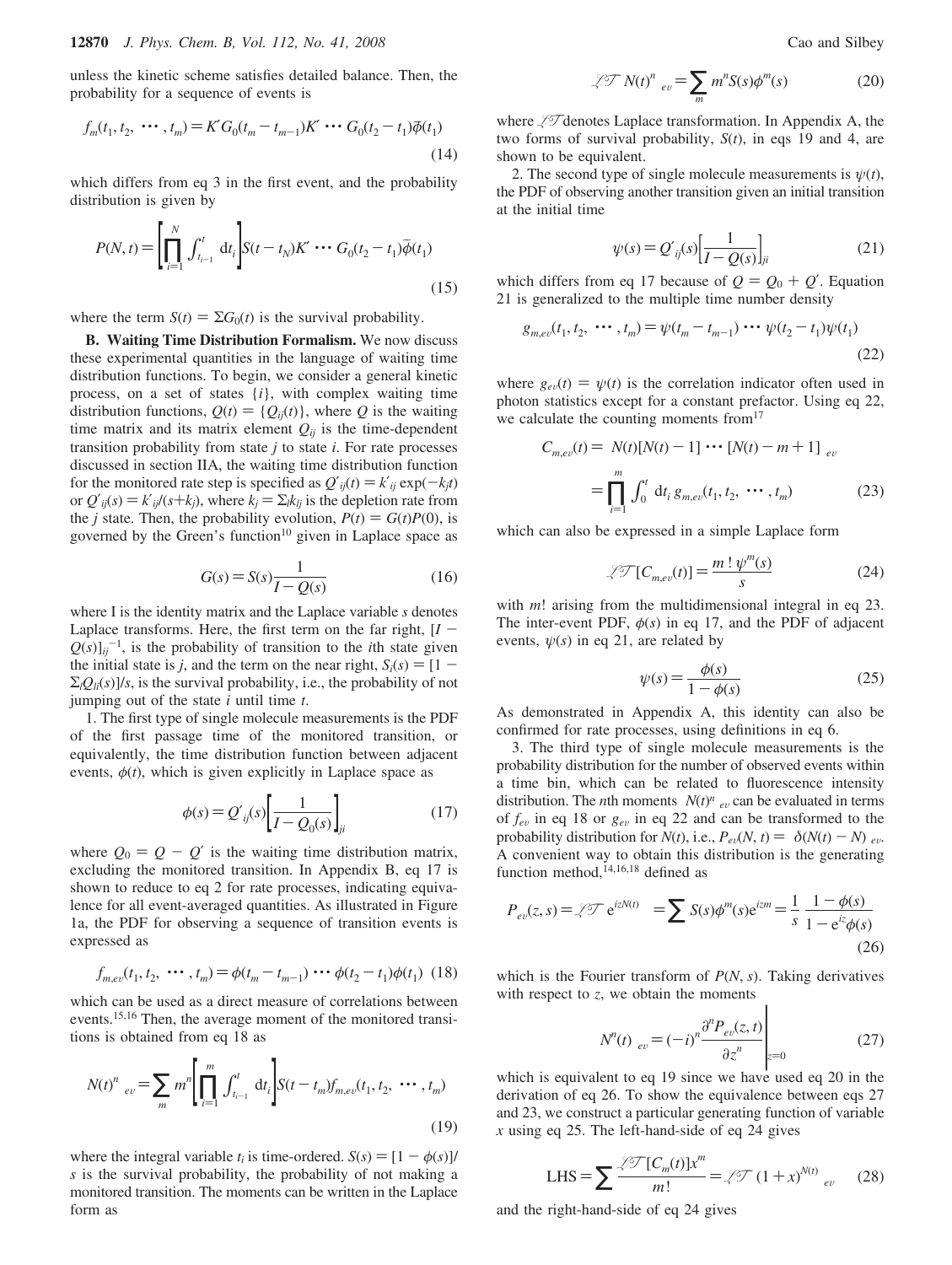unless the kinetic scheme satisfies detailed balance. Then, the probability for a sequence of events is

$$f_m(t_1, t_2, \cdots, t_m) = K' G_0(t_m - t_{m-1}) K' \cdots G_0(t_2 - t_1)\bar{\phi}(t_1) \quad (14)$$

which differs from eq 3 in the first event, and the probability distribution is given by

$$P(N, t) = \left[\prod_{i=1}^{N} \int_{t_{i-1}}^{t} \mathrm{d}t_i\right] S(t - t_N) K' \cdots G_0(t_2 - t_1)\bar{\phi}(t_1) \quad (15)$$

where the term $S(t) = \Sigma G_0(t)$ is the survival probability.

**B. Waiting Time Distribution Formalism.** We now discuss these experimental quantities in the language of waiting time distribution functions. To begin, we consider a general kinetic process, on a set of states $\{i\}$, with complex waiting time distribution functions, $Q(t) = \{Q_{ij}(t)\}$, where $Q$ is the waiting time matrix and its matrix element $Q_{ij}$ is the time-dependent transition probability from state $j$ to state $i$. For rate processes discussed in section IIA, the waiting time distribution function for the monitored rate step is specified as $Q'_{ij}(t) = k'_{ij}\exp(-k_j t)$ or $Q'_{ij}(s) = k'_{ij}/(s+k_j)$, where $k_j = \Sigma_l k_{lj}$ is the depletion rate from the $j$ state. Then, the probability evolution, $P(t) = G(t)P(0)$, is governed by the Green's function[10] given in Laplace space as

$$G(s) = S(s)\frac{1}{I - Q(s)} \quad (16)$$

where I is the identity matrix and the Laplace variable $s$ denotes Laplace transforms. Here, the first term on the far right, $[I - Q(s)]_{ij}^{-1}$, is the probability of transition to the $i$th state given the initial state is $j$, and the term on the near right, $S_i(s) = [1 - \Sigma_l Q_{li}(s)]/s$, is the survival probability, i.e., the probability of not jumping out of the state $i$ until time $t$.

1. The first type of single molecule measurements is the PDF of the first passage time of the monitored transition, or equivalently, the time distribution function between adjacent events, $\phi(t)$, which is given explicitly in Laplace space as

$$\phi(s) = Q'_{ij}(s)\left[\frac{1}{I - Q_0(s)}\right]_{ji} \quad (17)$$

where $Q_0 = Q - Q'$ is the waiting time distribution matrix, excluding the monitored transition. In Appendix B, eq 17 is shown to reduce to eq 2 for rate processes, indicating equivalence for all event-averaged quantities. As illustrated in Figure 1a, the PDF for observing a sequence of transition events is expressed as

$$f_{m,ev}(t_1, t_2, \cdots, t_m) = \phi(t_m - t_{m-1}) \cdots \phi(t_2 - t_1)\phi(t_1) \quad (18)$$

which can be used as a direct measure of correlations between events.[15,16] Then, the average moment of the monitored transitions is obtained from eq 18 as

$$\langle N(t)^n \rangle_{ev} = \sum_m m^n \left[\prod_{i=1}^{m} \int_{t_{i-1}}^{t} \mathrm{d}t_i\right] S(t - t_m) f_{m,ev}(t_1, t_2, \cdots, t_m) \quad (19)$$

where the integral variable $t_i$ is time-ordered. $S(s) = [1 - \phi(s)]/s$ is the survival probability, the probability of not making a monitored transition. The moments can be written in the Laplace form as

$$\mathscr{LT}\langle N(t)^n \rangle_{ev} = \sum_m m^n S(s)\phi^m(s) \quad (20)$$

where $\mathscr{LT}$ denotes Laplace transformation. In Appendix A, the two forms of survival probability, $S(t)$, in eqs 19 and 4, are shown to be equivalent.

2. The second type of single molecule measurements is $\psi(t)$, the PDF of observing another transition given an initial transition at the initial time

$$\psi(s) = Q'_{ij}(s)\left[\frac{1}{I - Q(s)}\right]_{ji} \quad (21)$$

which differs from eq 17 because of $Q = Q_0 + Q'$. Equation 21 is generalized to the multiple time number density

$$g_{m,ev}(t_1, t_2, \cdots, t_m) = \psi(t_m - t_{m-1}) \cdots \psi(t_2 - t_1)\psi(t_1) \quad (22)$$

where $g_{ev}(t) = \psi(t)$ is the correlation indicator often used in photon statistics except for a constant prefactor. Using eq 22, we calculate the counting moments from[17]

$$C_{m,ev}(t) = \langle N(t)[N(t) - 1] \cdots [N(t) - m + 1]\rangle_{ev} = \prod_{i=1}^{m} \int_0^t \mathrm{d}t_i\, g_{m,ev}(t_1, t_2, \cdots, t_m) \quad (23)$$

which can also be expressed in a simple Laplace form

$$\mathscr{LT}[C_{m,ev}(t)] = \frac{m!\,\psi^m(s)}{s} \quad (24)$$

with $m!$ arising from the multidimensional integral in eq 23. The inter-event PDF, $\phi(s)$ in eq 17, and the PDF of adjacent events, $\psi(s)$ in eq 21, are related by

$$\psi(s) = \frac{\phi(s)}{1 - \phi(s)} \quad (25)$$

As demonstrated in Appendix A, this identity can also be confirmed for rate processes, using definitions in eq 6.

3. The third type of single molecule measurements is the probability distribution for the number of observed events within a time bin, which can be related to fluorescence intensity distribution. The $n$th moments $\langle N(t)^n\rangle_{ev}$ can be evaluated in terms of $f_{ev}$ in eq 18 or $g_{ev}$ in eq 22 and can be transformed to the probability distribution for $N(t)$, i.e., $P_{ev}(N, t) = \langle\delta(N(t) - N)\rangle_{ev}$. A convenient way to obtain this distribution is the generating function method,[14,16,18] defined as

$$P_{ev}(z, s) = \mathscr{LT}\langle e^{izN(t)}\rangle = \sum S(s)\phi^m(s)e^{izm} = \frac{1}{s}\frac{1 - \phi(s)}{1 - e^{iz}\phi(s)} \quad (26)$$

which is the Fourier transform of $P(N, s)$. Taking derivatives with respect to $z$, we obtain the moments

$$\langle N^n(t)\rangle_{ev} = (-i)^n \frac{\partial^n P_{ev}(z, t)}{\partial z^n}\bigg|_{z=0} \quad (27)$$

which is equivalent to eq 19 since we have used eq 20 in the derivation of eq 26. To show the equivalence between eqs 27 and 23, we construct a particular generating function of variable $x$ using eq 25. The left-hand-side of eq 24 gives

$$\mathrm{LHS} = \sum \frac{\mathscr{LT}[C_m(t)]x^m}{m!} = \mathscr{LT}\langle(1 + x)^{N(t)}\rangle_{ev} \quad (28)$$

and the right-hand-side of eq 24 gives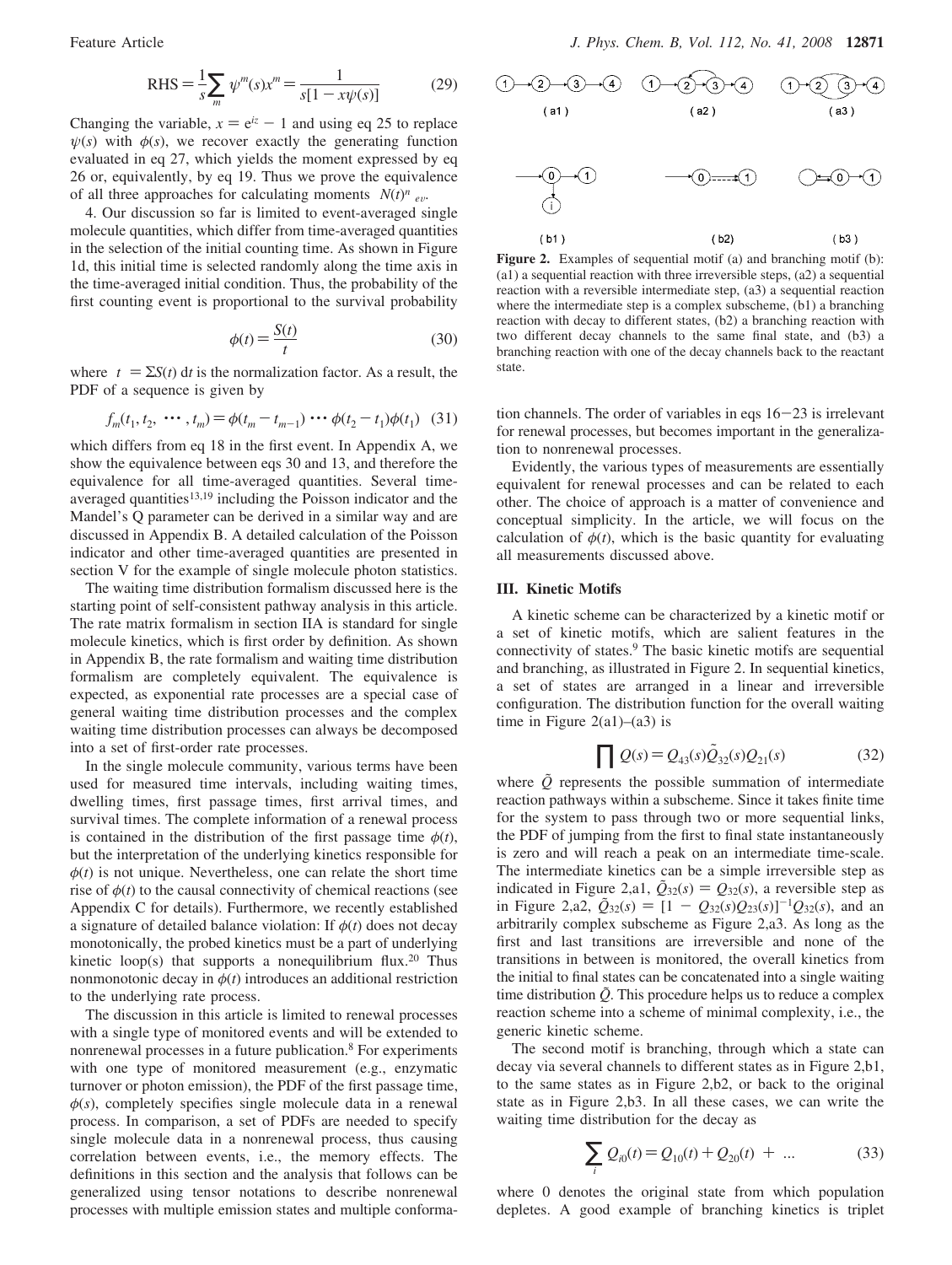$$\text{RHS} = \frac{1}{s}\sum_m \psi^m(s)x^m = \frac{1}{s[1 - x\psi(s)]} \quad (29)$$

Changing the variable, $x = e^{iz} - 1$ and using eq 25 to replace $\psi(s)$ with $\phi(s)$, we recover exactly the generating function evaluated in eq 27, which yields the moment expressed by eq 26 or, equivalently, by eq 19. Thus we prove the equivalence of all three approaches for calculating moments $\langle N(t)^n \rangle_{ev}$.

4. Our discussion so far is limited to event-averaged single molecule quantities, which differ from time-averaged quantities in the selection of the initial counting time. As shown in Figure 1d, this initial time is selected randomly along the time axis in the time-averaged initial condition. Thus, the probability of the first counting event is proportional to the survival probability

$$\phi(t) = \frac{S(t)}{\langle t \rangle} \quad (30)$$

where $\langle t \rangle = \Sigma S(t)\, dt$ is the normalization factor. As a result, the PDF of a sequence is given by

$$f_m(t_1, t_2, \cdots, t_m) = \phi(t_m - t_{m-1}) \cdots \phi(t_2 - t_1)\phi(t_1) \quad (31)$$

which differs from eq 18 in the first event. In Appendix A, we show the equivalence between eqs 30 and 13, and therefore the equivalence for all time-averaged quantities. Several time-averaged quantities[13,19] including the Poisson indicator and the Mandel's Q parameter can be derived in a similar way and are discussed in Appendix B. A detailed calculation of the Poisson indicator and other time-averaged quantities are presented in section V for the example of single molecule photon statistics.

The waiting time distribution formalism discussed here is the starting point of self-consistent pathway analysis in this article. The rate matrix formalism in section IIA is standard for single molecule kinetics, which is first order by definition. As shown in Appendix B, the rate formalism and waiting time distribution formalism are completely equivalent. The equivalence is expected, as exponential rate processes are a special case of general waiting time distribution processes and the complex waiting time distribution processes can always be decomposed into a set of first-order rate processes.

In the single molecule community, various terms have been used for measured time intervals, including waiting times, dwelling times, first passage times, first arrival times, and survival times. The complete information of a renewal process is contained in the distribution of the first passage time $\phi(t)$, but the interpretation of the underlying kinetics responsible for $\phi(t)$ is not unique. Nevertheless, one can relate the short time rise of $\phi(t)$ to the causal connectivity of chemical reactions (see Appendix C for details). Furthermore, we recently established a signature of detailed balance violation: If $\phi(t)$ does not decay monotonically, the probed kinetics must be a part of underlying kinetic loop(s) that supports a nonequilibrium flux.[20] Thus nonmonotonic decay in $\phi(t)$ introduces an additional restriction to the underlying rate process.

The discussion in this article is limited to renewal processes with a single type of monitored events and will be extended to nonrenewal processes in a future publication.[8] For experiments with one type of monitored measurement (e.g., enzymatic turnover or photon emission), the PDF of the first passage time, $\phi(s)$, completely specifies single molecule data in a renewal process. In comparison, a set of PDFs are needed to specify single molecule data in a nonrenewal process, thus causing correlation between events, i.e., the memory effects. The definitions in this section and the analysis that follows can be generalized using tensor notations to describe nonrenewal processes with multiple emission states and multiple conformation channels. The order of variables in eqs 16−23 is irrelevant for renewal processes, but becomes important in the generalization to nonrenewal processes.

Evidently, the various types of measurements are essentially equivalent for renewal processes and can be related to each other. The choice of approach is a matter of convenience and conceptual simplicity. In the article, we will focus on the calculation of $\phi(t)$, which is the basic quantity for evaluating all measurements discussed above.

**Figure 2.** Examples of sequential motif (a) and branching motif (b): (a1) a sequential reaction with three irreversible steps, (a2) a sequential reaction with a reversible intermediate step, (a3) a sequential reaction where the intermediate step is a complex subscheme, (b1) a branching reaction with decay to different states, (b2) a branching reaction with two different decay channels to the same final state, and (b3) a branching reaction with one of the decay channels back to the reactant state.

## III. Kinetic Motifs

A kinetic scheme can be characterized by a kinetic motif or a set of kinetic motifs, which are salient features in the connectivity of states.[9] The basic kinetic motifs are sequential and branching, as illustrated in Figure 2. In sequential kinetics, a set of states are arranged in a linear and irreversible configuration. The distribution function for the overall waiting time in Figure 2(a1)–(a3) is

$$\prod Q(s) = Q_{43}(s)\tilde{Q}_{32}(s)Q_{21}(s) \quad (32)$$

where $\tilde{Q}$ represents the possible summation of intermediate reaction pathways within a subscheme. Since it takes finite time for the system to pass through two or more sequential links, the PDF of jumping from the first to final state instantaneously is zero and will reach a peak on an intermediate time-scale. The intermediate kinetics can be a simple irreversible step as indicated in Figure 2,a1, $\tilde{Q}_{32}(s) = Q_{32}(s)$, a reversible step as in Figure 2,a2, $\tilde{Q}_{32}(s) = [1 - Q_{32}(s)Q_{23}(s)]^{-1}Q_{32}(s)$, and an arbitrarily complex subscheme as Figure 2,a3. As long as the first and last transitions are irreversible and none of the transitions in between is monitored, the overall kinetics from the initial to final states can be concatenated into a single waiting time distribution $\tilde{Q}$. This procedure helps us to reduce a complex reaction scheme into a scheme of minimal complexity, i.e., the generic kinetic scheme.

The second motif is branching, through which a state can decay via several channels to different states as in Figure 2,b1, to the same states as in Figure 2,b2, or back to the original state as in Figure 2,b3. In all these cases, we can write the waiting time distribution for the decay as

$$\sum_i Q_{i0}(t) = Q_{10}(t) + Q_{20}(t) + \ldots \quad (33)$$

where 0 denotes the original state from which population depletes. A good example of branching kinetics is triplet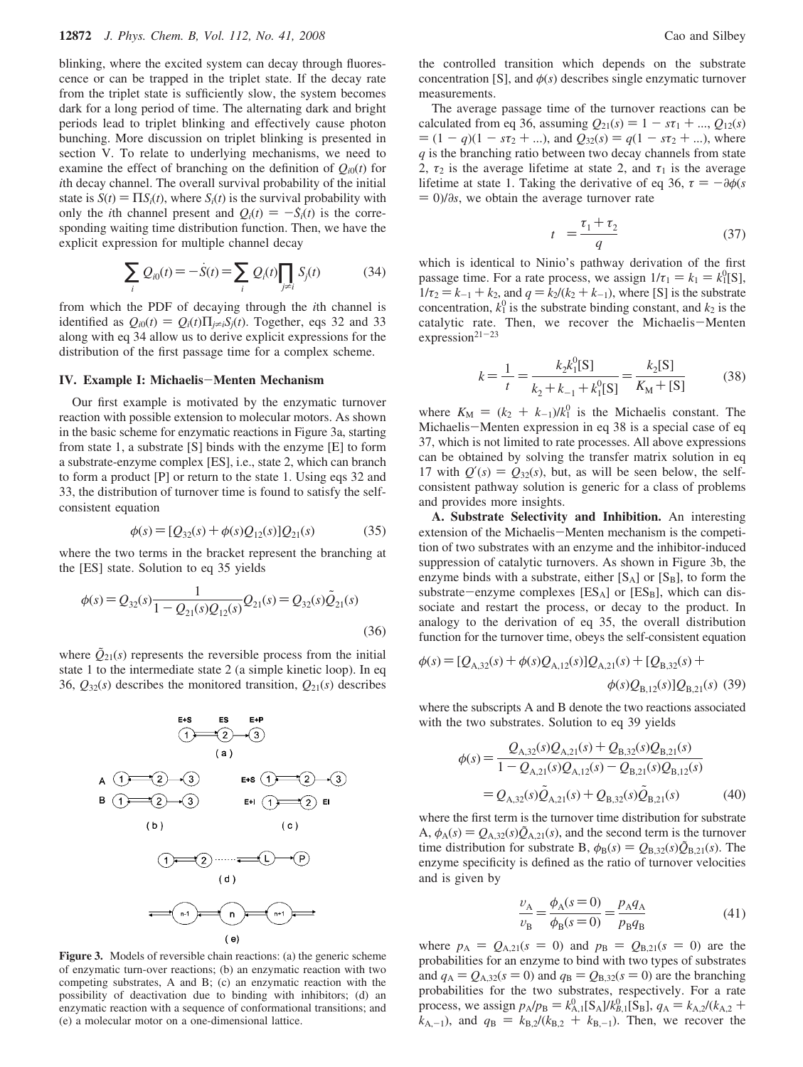blinking, where the excited system can decay through fluorescence or can be trapped in the triplet state. If the decay rate from the triplet state is sufficiently slow, the system becomes dark for a long period of time. The alternating dark and bright periods lead to triplet blinking and effectively cause photon bunching. More discussion on triplet blinking is presented in section V. To relate to underlying mechanisms, we need to examine the effect of branching on the definition of $Q_{i0}(t)$ for $i$th decay channel. The overall survival probability of the initial state is $S(t) = \Pi S_i(t)$, where $S_i(t)$ is the survival probability with only the $i$th channel present and $Q_i(t) = -\dot{S}_i(t)$ is the corresponding waiting time distribution function. Then, we have the explicit expression for multiple channel decay

$$\sum_i Q_{i0}(t) = -\dot{S}(t) = \sum_i Q_i(t) \prod_{j \neq i} S_j(t) \tag{34}$$

from which the PDF of decaying through the $i$th channel is identified as $Q_{i0}(t) = Q_i(t)\Pi_{j\neq i} S_j(t)$. Together, eqs 32 and 33 along with eq 34 allow us to derive explicit expressions for the distribution of the first passage time for a complex scheme.

## IV. Example I: Michaelis–Menten Mechanism

Our first example is motivated by the enzymatic turnover reaction with possible extension to molecular motors. As shown in the basic scheme for enzymatic reactions in Figure 3a, starting from state 1, a substrate [S] binds with the enzyme [E] to form a substrate-enzyme complex [ES], i.e., state 2, which can branch to form a product [P] or return to the state 1. Using eqs 32 and 33, the distribution of turnover time is found to satisfy the self-consistent equation

$$\phi(s) = [Q_{32}(s) + \phi(s)Q_{12}(s)]Q_{21}(s) \tag{35}$$

where the two terms in the bracket represent the branching at the [ES] state. Solution to eq 35 yields

$$\phi(s) = Q_{32}(s)\frac{1}{1 - Q_{21}(s)Q_{12}(s)}Q_{21}(s) = Q_{32}(s)\tilde{Q}_{21}(s) \tag{36}$$

where $\tilde{Q}_{21}(s)$ represents the reversible process from the initial state 1 to the intermediate state 2 (a simple kinetic loop). In eq 36, $Q_{32}(s)$ describes the monitored transition, $Q_{21}(s)$ describes the controlled transition which depends on the substrate concentration [S], and $\phi(s)$ describes single enzymatic turnover measurements.

**Figure 3.** Models of reversible chain reactions: (a) the generic scheme of enzymatic turn-over reactions; (b) an enzymatic reaction with two competing substrates, A and B; (c) an enzymatic reaction with the possibility of deactivation due to binding with inhibitors; (d) an enzymatic reaction with a sequence of conformational transitions; and (e) a molecular motor on a one-dimensional lattice.

The average passage time of the turnover reactions can be calculated from eq 36, assuming $Q_{21}(s) = 1 - s\tau_1 + ...$, $Q_{12}(s) = (1 - q)(1 - s\tau_2 + ...)$, and $Q_{32}(s) = q(1 - s\tau_2 + ...)$, where $q$ is the branching ratio between two decay channels from state 2, $\tau_2$ is the average lifetime at state 2, and $\tau_1$ is the average lifetime at state 1. Taking the derivative of eq 36, $\tau = -\partial\phi(s = 0)/\partial s$, we obtain the average turnover rate

$$\langle t \rangle = \frac{\tau_1 + \tau_2}{q} \tag{37}$$

which is identical to Ninio's pathway derivation of the first passage time. For a rate process, we assign $1/\tau_1 = k_1 = k_1^0[S]$, $1/\tau_2 = k_{-1} + k_2$, and $q = k_2/(k_2 + k_{-1})$, where [S] is the substrate concentration, $k_1^0$ is the substrate binding constant, and $k_2$ is the catalytic rate. Then, we recover the Michaelis–Menten expression[21–23]

$$k = \frac{1}{\langle t \rangle} = \frac{k_2 k_1^0[S]}{k_2 + k_{-1} + k_1^0[S]} = \frac{k_2[S]}{K_M + [S]} \tag{38}$$

where $K_M = (k_2 + k_{-1})/k_1^0$ is the Michaelis constant. The Michaelis–Menten expression in eq 38 is a special case of eq 37, which is not limited to rate processes. All above expressions can be obtained by solving the transfer matrix solution in eq 17 with $Q'(s) = Q_{32}(s)$, but, as will be seen below, the self-consistent pathway solution is generic for a class of problems and provides more insights.

**A. Substrate Selectivity and Inhibition.** An interesting extension of the Michaelis–Menten mechanism is the competition of two substrates with an enzyme and the inhibitor-induced suppression of catalytic turnovers. As shown in Figure 3b, the enzyme binds with a substrate, either $[S_A]$ or $[S_B]$, to form the substrate–enzyme complexes $[ES_A]$ or $[ES_B]$, which can dissociate and restart the process, or decay to the product. In analogy to the derivation of eq 35, the overall distribution function for the turnover time, obeys the self-consistent equation

$$\phi(s) = [Q_{A,32}(s) + \phi(s)Q_{A,12}(s)]Q_{A,21}(s) + [Q_{B,32}(s) + \phi(s)Q_{B,12}(s)]Q_{B,21}(s) \tag{39}$$

where the subscripts A and B denote the two reactions associated with the two substrates. Solution to eq 39 yields

$$\phi(s) = \frac{Q_{A,32}(s)Q_{A,21}(s) + Q_{B,32}(s)Q_{B,21}(s)}{1 - Q_{A,21}(s)Q_{A,12}(s) - Q_{B,21}(s)Q_{B,12}(s)} = Q_{A,32}(s)\tilde{Q}_{A,21}(s) + Q_{B,32}(s)\tilde{Q}_{B,21}(s) \tag{40}$$

where the first term is the turnover time distribution for substrate A, $\phi_A(s) = Q_{A,32}(s)\tilde{Q}_{A,21}(s)$, and the second term is the turnover time distribution for substrate B, $\phi_B(s) = Q_{B,32}(s)\tilde{Q}_{B,21}(s)$. The enzyme specificity is defined as the ratio of turnover velocities and is given by

$$\frac{v_A}{v_B} = \frac{\phi_A(s = 0)}{\phi_B(s = 0)} = \frac{p_A q_A}{p_B q_B} \tag{41}$$

where $p_A = Q_{A,21}(s = 0)$ and $p_B = Q_{B,21}(s = 0)$ are the probabilities for an enzyme to bind with two types of substrates and $q_A = Q_{A,32}(s = 0)$ and $q_B = Q_{B,32}(s = 0)$ are the branching probabilities for the two substrates, respectively. For a rate process, we assign $p_A/p_B = k_{A,1}^0[S_A]/k_{B,1}^0[S_B]$, $q_A = k_{A,2}/(k_{A,2} + k_{A,-1})$, and $q_B = k_{B,2}/(k_{B,2} + k_{B,-1})$. Then, we recover the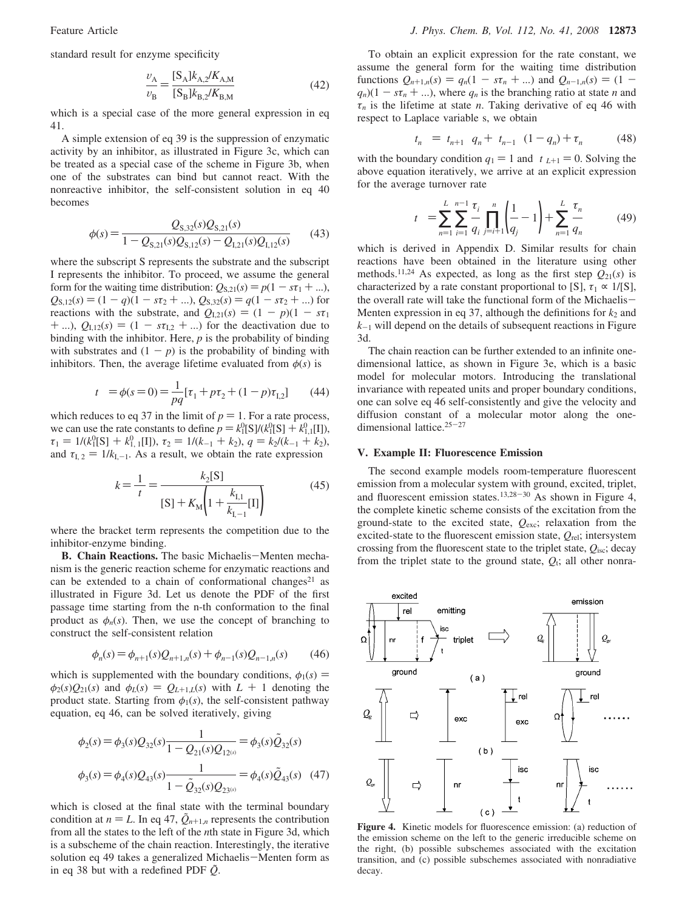standard result for enzyme specificity

$$\frac{v_A}{v_B} = \frac{[S_A]k_{A,2}/K_{A,M}}{[S_B]k_{B,2}/K_{B,M}} \tag{42}$$

which is a special case of the more general expression in eq 41.

A simple extension of eq 39 is the suppression of enzymatic activity by an inhibitor, as illustrated in Figure 3c, which can be treated as a special case of the scheme in Figure 3b, when one of the substrates can bind but cannot react. With the nonreactive inhibitor, the self-consistent solution in eq 40 becomes

$$\phi(s) = \frac{Q_{S,32}(s)Q_{S,21}(s)}{1 - Q_{S,21}(s)Q_{S,12}(s) - Q_{I,21}(s)Q_{I,12}(s)} \tag{43}$$

where the subscript S represents the substrate and the subscript I represents the inhibitor. To proceed, we assume the general form for the waiting time distribution: $Q_{S,21}(s) = p(1 - s\tau_1 + ...)$, $Q_{S,12}(s) = (1 - q)(1 - s\tau_2 + ...)$, $Q_{S,32}(s) = q(1 - s\tau_2 + ...)$ for reactions with the substrate, and $Q_{I,21}(s) = (1 - p)(1 - s\tau_1 + ...)$, $Q_{I,12}(s) = (1 - s\tau_{I,2} + ...)$ for the deactivation due to binding with the inhibitor. Here, $p$ is the probability of binding with substrates and $(1 - p)$ is the probability of binding with inhibitors. Then, the average lifetime evaluated from $\phi(s)$ is

$$\langle t \rangle = \phi(s=0) = \frac{1}{pq}[\tau_1 + p\tau_2 + (1-p)\tau_{I,2}] \tag{44}$$

which reduces to eq 37 in the limit of $p = 1$. For a rate process, we can use the rate constants to define $p = k_1^0[S]/(k_1^0[S] + k_{I,1}^0[I])$, $\tau_1 = 1/(k_1^0[S] + k_{I,1}^0[I])$, $\tau_2 = 1/(k_{-1} + k_2)$, $q = k_2/(k_{-1} + k_2)$, and $\tau_{I,2} = 1/k_{I,-1}$. As a result, we obtain the rate expression

$$k = \frac{1}{\langle t \rangle} = \frac{k_2[S]}{[S] + K_M\left(1 + \frac{k_{I,1}}{k_{I,-1}}[I]\right)} \tag{45}$$

where the bracket term represents the competition due to the inhibitor-enzyme binding.

**B. Chain Reactions.** The basic Michaelis–Menten mechanism is the generic reaction scheme for enzymatic reactions and can be extended to a chain of conformational changes[21] as illustrated in Figure 3d. Let us denote the PDF of the first passage time starting from the n-th conformation to the final product as $\phi_n(s)$. Then, we use the concept of branching to construct the self-consistent relation

$$\phi_n(s) = \phi_{n+1}(s)Q_{n+1,n}(s) + \phi_{n-1}(s)Q_{n-1,n}(s) \tag{46}$$

which is supplemented with the boundary conditions, $\phi_1(s) = \phi_2(s)Q_{21}(s)$ and $\phi_L(s) = Q_{L+1,L}(s)$ with $L + 1$ denoting the product state. Starting from $\phi_1(s)$, the self-consistent pathway equation, eq 46, can be solved iteratively, giving

$$\phi_2(s) = \phi_3(s)Q_{32}(s)\frac{1}{1 - Q_{21}(s)Q_{12}(s)} = \phi_3(s)\tilde{Q}_{32}(s)$$

$$\phi_3(s) = \phi_4(s)Q_{43}(s)\frac{1}{1 - \tilde{Q}_{32}(s)Q_{23}(s)} = \phi_4(s)\tilde{Q}_{43}(s) \tag{47}$$

which is closed at the final state with the terminal boundary condition at $n = L$. In eq 47, $\tilde{Q}_{n+1,n}$ represents the contribution from all the states to the left of the $n$th state in Figure 3d, which is a subscheme of the chain reaction. Interestingly, the iterative solution eq 49 takes a generalized Michaelis–Menten form as in eq 38 but with a redefined PDF $\tilde{Q}$.

To obtain an explicit expression for the rate constant, we assume the general form for the waiting time distribution functions $Q_{n+1,n}(s) = q_n(1 - s\tau_n + ...)$ and $Q_{n-1,n}(s) = (1 - q_n)(1 - s\tau_n + ...)$, where $q_n$ is the branching ratio at state $n$ and $\tau_n$ is the lifetime at state $n$. Taking derivative of eq 46 with respect to Laplace variable s, we obtain

$$\langle t_n \rangle = \langle t_{n+1} \rangle q_n + \langle t_{n-1} \rangle (1 - q_n) + \tau_n \tag{48}$$

with the boundary condition $q_1 = 1$ and $\langle t_{L+1} \rangle = 0$. Solving the above equation iteratively, we arrive at an explicit expression for the average turnover rate

$$\langle t \rangle = \sum_{n=1}^{L}\sum_{i=1}^{n-1}\frac{\tau_i}{q_i}\prod_{j=i+1}^{n}\left(\frac{1}{q_j} - 1\right) + \sum_{n=1}^{L}\frac{\tau_n}{q_n} \tag{49}$$

which is derived in Appendix D. Similar results for chain reactions have been obtained in the literature using other methods.[11,24] As expected, as long as the first step $Q_{21}(s)$ is characterized by a rate constant proportional to [S], $\tau_1 \propto 1/[S]$, the overall rate will take the functional form of the Michaelis–Menten expression in eq 37, although the definitions for $k_2$ and $k_{-1}$ will depend on the details of subsequent reactions in Figure 3d.

The chain reaction can be further extended to an infinite one-dimensional lattice, as shown in Figure 3e, which is a basic model for molecular motors. Introducing the translational invariance with repeated units and proper boundary conditions, one can solve eq 46 self-consistently and give the velocity and diffusion constant of a molecular motor along the one-dimensional lattice.[25–27]

## V. Example II: Fluorescence Emission

The second example models room-temperature fluorescent emission from a molecular system with ground, excited, triplet, and fluorescent emission states.[13,28–30] As shown in Figure 4, the complete kinetic scheme consists of the excitation from the ground-state to the excited state, $Q_{exc}$; relaxation from the excited-state to the fluorescent emission state, $Q_{rel}$; intersystem crossing from the fluorescent state to the triplet state, $Q_{isc}$; decay from the triplet state to the ground state, $Q_t$; all other nonra-

excited
rel
emitting
Ω
nr
f
isc
triplet
t
ground
(a)
emission
$Q_g$
$Q_{gr}$
ground
$Q_g$
exc
exc
rel
Ω
rel
......
(b)
$Q_{gr}$
nr
isc
t
nr
isc
t
......
(c)

**Figure 4.** Kinetic models for fluorescence emission: (a) reduction of the emission scheme on the left to the generic irreducible scheme on the right, (b) possible subschemes associated with the excitation transition, and (c) possible subschemes associated with nonradiative decay.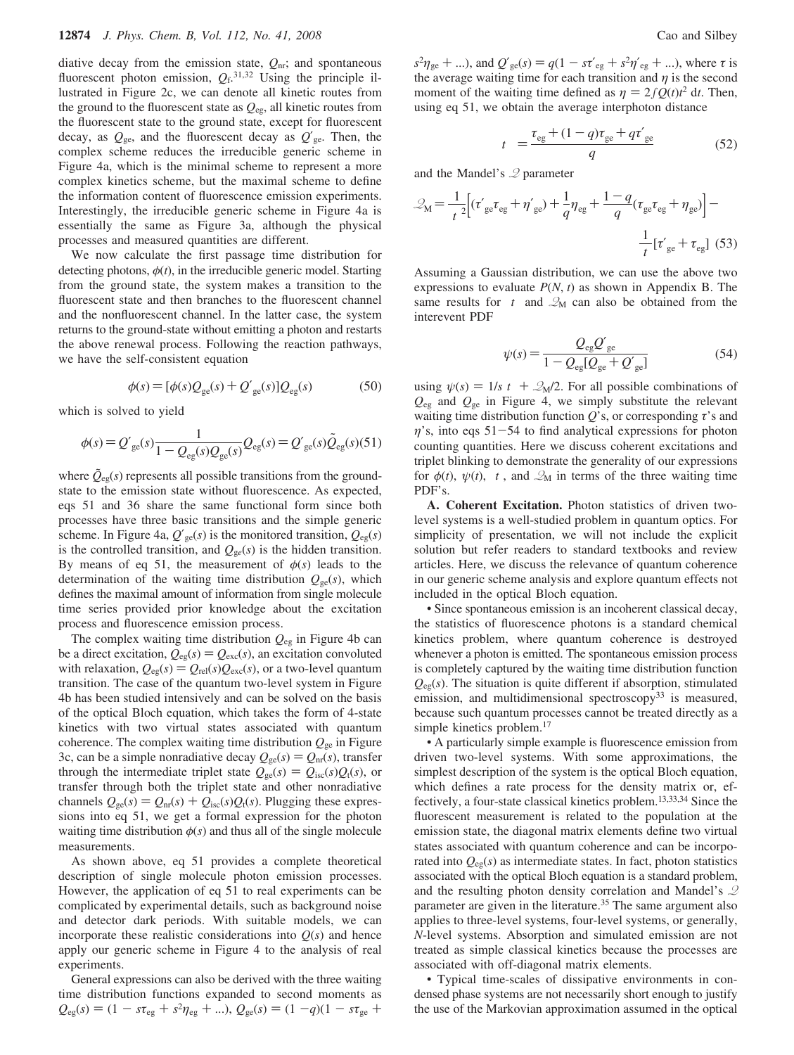diative decay from the emission state, $Q_{nr}$; and spontaneous fluorescent photon emission, $Q_f$.[31,32] Using the principle illustrated in Figure 2c, we can denote all kinetic routes from the ground to the fluorescent state as $Q_{eg}$, all kinetic routes from the fluorescent state to the ground state, except for fluorescent decay, as $Q_{ge}$, and the fluorescent decay as $Q'_{ge}$. Then, the complex scheme reduces the irreducible generic scheme in Figure 4a, which is the minimal scheme to represent a more complex kinetics scheme, but the maximal scheme to define the information content of fluorescence emission experiments. Interestingly, the irreducible generic scheme in Figure 4a is essentially the same as Figure 3a, although the physical processes and measured quantities are different.

We now calculate the first passage time distribution for detecting photons, $\phi(t)$, in the irreducible generic model. Starting from the ground state, the system makes a transition to the fluorescent state and then branches to the fluorescent channel and the nonfluorescent channel. In the latter case, the system returns to the ground-state without emitting a photon and restarts the above renewal process. Following the reaction pathways, we have the self-consistent equation

$$\phi(s) = [\phi(s)Q_{ge}(s) + Q'_{ge}(s)]Q_{eg}(s) \tag{50}$$

which is solved to yield

$$\phi(s) = Q'_{ge}(s)\frac{1}{1 - Q_{eg}(s)Q_{ge}(s)}Q_{eg}(s) = Q'_{ge}(s)\tilde{Q}_{eg}(s) \tag{51}$$

where $\tilde{Q}_{eg}(s)$ represents all possible transitions from the ground-state to the emission state without fluorescence. As expected, eqs 51 and 36 share the same functional form since both processes have three basic transitions and the simple generic scheme. In Figure 4a, $Q'_{ge}(s)$ is the monitored transition, $Q_{eg}(s)$ is the controlled transition, and $Q_{ge}(s)$ is the hidden transition. By means of eq 51, the measurement of $\phi(s)$ leads to the determination of the waiting time distribution $Q_{ge}(s)$, which defines the maximal amount of information from single molecule time series provided prior knowledge about the excitation process and fluorescence emission process.

The complex waiting time distribution $Q_{eg}$ in Figure 4b can be a direct excitation, $Q_{eg}(s) = Q_{exc}(s)$, an excitation convoluted with relaxation, $Q_{eg}(s) = Q_{rel}(s)Q_{exc}(s)$, or a two-level quantum transition. The case of the quantum two-level system in Figure 4b has been studied intensively and can be solved on the basis of the optical Bloch equation, which takes the form of 4-state kinetics with two virtual states associated with quantum coherence. The complex waiting time distribution $Q_{ge}$ in Figure 3c, can be a simple nonradiative decay $Q_{ge}(s) = Q_{nr}(s)$, transfer through the intermediate triplet state $Q_{ge}(s) = Q_{isc}(s)Q_t(s)$, or transfer through both the triplet state and other nonradiative channels $Q_{ge}(s) = Q_{nr}(s) + Q_{isc}(s)Q_t(s)$. Plugging these expressions into eq 51, we get a formal expression for the photon waiting time distribution $\phi(s)$ and thus all of the single molecule measurements.

As shown above, eq 51 provides a complete theoretical description of single molecule photon emission processes. However, the application of eq 51 to real experiments can be complicated by experimental details, such as background noise and detector dark periods. With suitable models, we can incorporate these realistic considerations into $Q(s)$ and hence apply our generic scheme in Figure 4 to the analysis of real experiments.

General expressions can also be derived with the three waiting time distribution functions expanded to second moments as $Q_{eg}(s) = (1 - s\tau_{eg} + s^2\eta_{eg} + ...)$, $Q_{ge}(s) = (1 - q)(1 - s\tau_{ge} + s^2\eta_{ge} + ...)$, and $Q'_{ge}(s) = q(1 - s\tau'_{eg} + s^2\eta'_{eg} + ...)$, where $\tau$ is the average waiting time for each transition and $\eta$ is the second moment of the waiting time defined as $\eta = 2\int Q(t)t^2\, dt$. Then, using eq 51, we obtain the average interphoton distance

$$\langle t \rangle = \frac{\tau_{eg} + (1 - q)\tau_{ge} + q\tau'_{ge}}{q} \tag{52}$$

and the Mandel's $\mathcal{Q}$ parameter

$$\mathcal{Q}_M = \frac{1}{\langle t \rangle^2}\Big[(\tau'_{ge}\tau_{eg} + \eta'_{ge}) + \frac{1}{q}\eta_{eg} + \frac{1 - q}{q}(\tau_{ge}\tau_{eg} + \eta_{ge})\Big] - \frac{1}{\langle t \rangle}[\tau'_{ge} + \tau_{eg}] \tag{53}$$

Assuming a Gaussian distribution, we can use the above two expressions to evaluate $P(N, t)$ as shown in Appendix B. The same results for $\langle t \rangle$ and $\mathcal{Q}_M$ can also be obtained from the interevent PDF

$$\psi(s) = \frac{Q_{eg}Q'_{ge}}{1 - Q_{eg}[Q_{ge} + Q'_{ge}]} \tag{54}$$

using $\psi(s) = 1/s\langle t \rangle + \mathcal{Q}_M/2$. For all possible combinations of $Q_{eg}$ and $Q_{ge}$ in Figure 4, we simply substitute the relevant waiting time distribution function $Q$'s, or corresponding $\tau$'s and $\eta$'s, into eqs 51−54 to find analytical expressions for photon counting quantities. Here we discuss coherent excitations and triplet blinking to demonstrate the generality of our expressions for $\phi(t)$, $\psi(t)$, $\langle t \rangle$, and $\mathcal{Q}_M$ in terms of the three waiting time PDF's.

**A. Coherent Excitation.** Photon statistics of driven two-level systems is a well-studied problem in quantum optics. For simplicity of presentation, we will not include the explicit solution but refer readers to standard textbooks and review articles. Here, we discuss the relevance of quantum coherence in our generic scheme analysis and explore quantum effects not included in the optical Bloch equation.

• Since spontaneous emission is an incoherent classical decay, the statistics of fluorescence photons is a standard chemical kinetics problem, where quantum coherence is destroyed whenever a photon is emitted. The spontaneous emission process is completely captured by the waiting time distribution function $Q_{eg}(s)$. The situation is quite different if absorption, stimulated emission, and multidimensional spectroscopy[33] is measured, because such quantum processes cannot be treated directly as a simple kinetics problem.[17]

• A particularly simple example is fluorescence emission from driven two-level systems. With some approximations, the simplest description of the system is the optical Bloch equation, which defines a rate process for the density matrix or, effectively, a four-state classical kinetics problem.[13,33,34] Since the fluorescent measurement is related to the population at the emission state, the diagonal matrix elements define two virtual states associated with quantum coherence and can be incorporated into $Q_{eg}(s)$ as intermediate states. In fact, photon statistics associated with the optical Bloch equation is a standard problem, and the resulting photon density correlation and Mandel's $\mathcal{Q}$ parameter are given in the literature.[35] The same argument also applies to three-level systems, four-level systems, or generally, $N$-level systems. Absorption and simulated emission are not treated as simple classical kinetics because the processes are associated with off-diagonal matrix elements.

• Typical time-scales of dissipative environments in condensed phase systems are not necessarily short enough to justify the use of the Markovian approximation assumed in the optical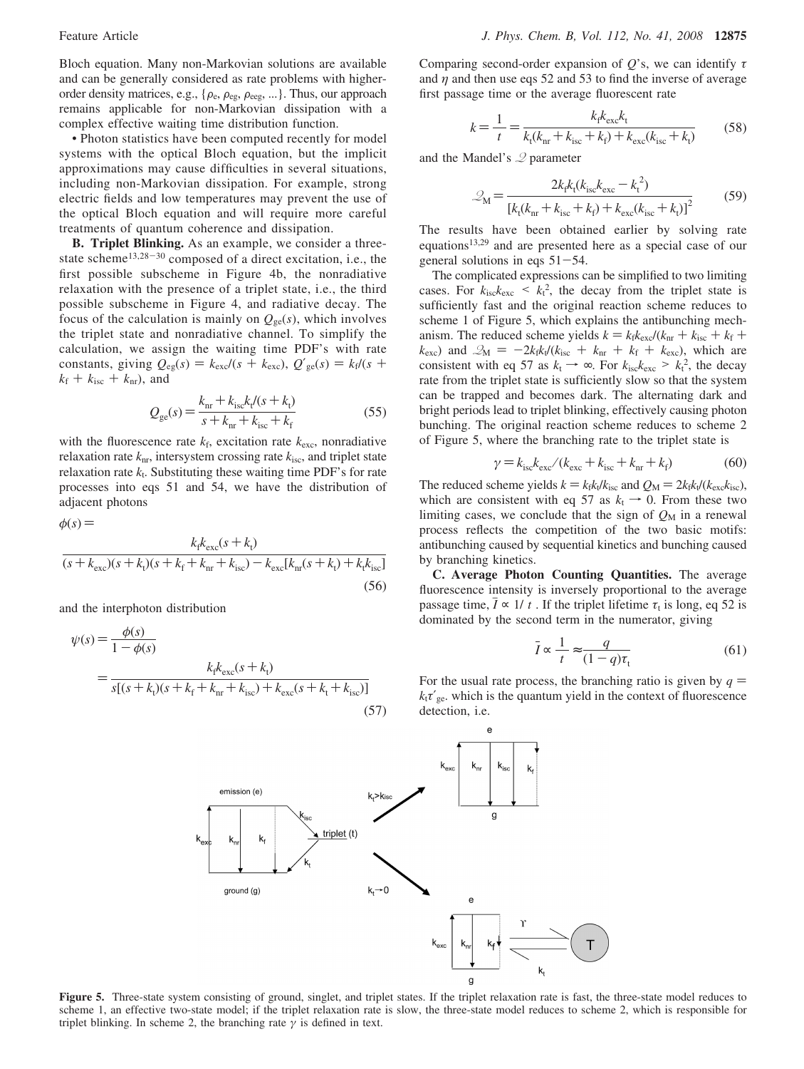Bloch equation. Many non-Markovian solutions are available and can be generally considered as rate problems with higher-order density matrices, e.g., $\{\rho_e, \rho_{eg}, \rho_{eeg}, ...\}$. Thus, our approach remains applicable for non-Markovian dissipation with a complex effective waiting time distribution function.

• Photon statistics have been computed recently for model systems with the optical Bloch equation, but the implicit approximations may cause difficulties in several situations, including non-Markovian dissipation. For example, strong electric fields and low temperatures may prevent the use of the optical Bloch equation and will require more careful treatments of quantum coherence and dissipation.

**B. Triplet Blinking.** As an example, we consider a three-state scheme[13,28−30] composed of a direct excitation, i.e., the first possible subscheme in Figure 4b, the nonradiative relaxation with the presence of a triplet state, i.e., the third possible subscheme in Figure 4, and radiative decay. The focus of the calculation is mainly on $Q_{ge}(s)$, which involves the triplet state and nonradiative channel. To simplify the calculation, we assign the waiting time PDF's with rate constants, giving $Q_{eg}(s) = k_{exc}/(s + k_{exc})$, $Q'_{ge}(s) = k_f/(s + k_f + k_{isc} + k_{nr})$, and

$$Q_{ge}(s) = \frac{k_{nr} + k_{isc}k_t/(s + k_t)}{s + k_{nr} + k_{isc} + k_f} \tag{55}$$

with the fluorescence rate $k_f$, excitation rate $k_{exc}$, nonradiative relaxation rate $k_{nr}$, intersystem crossing rate $k_{isc}$, and triplet state relaxation rate $k_t$. Substituting these waiting time PDF's for rate processes into eqs 51 and 54, we have the distribution of adjacent photons

$$\phi(s) = \frac{k_f k_{exc}(s + k_t)}{(s + k_{exc})(s + k_t)(s + k_f + k_{nr} + k_{isc}) - k_{exc}[k_{nr}(s + k_t) + k_t k_{isc}]} \tag{56}$$

and the interphoton distribution

$$\psi(s) = \frac{\phi(s)}{1 - \phi(s)} = \frac{k_f k_{exc}(s + k_t)}{s[(s + k_t)(s + k_f + k_{nr} + k_{isc}) + k_{exc}(s + k_t + k_{isc})]} \tag{57}$$

Comparing second-order expansion of $Q$'s, we can identify $\tau$ and $\eta$ and then use eqs 52 and 53 to find the inverse of average first passage time or the average fluorescent rate

$$k = \frac{1}{\bar{t}} = \frac{k_f k_{exc} k_t}{k_t(k_{nr} + k_{isc} + k_f) + k_{exc}(k_{isc} + k_t)} \tag{58}$$

and the Mandel's $\mathcal{Q}$ parameter

$$\mathcal{Q}_M = \frac{2k_f k_t(k_{isc}k_{exc} - k_t^2)}{[k_t(k_{nr} + k_{isc} + k_f) + k_{exc}(k_{isc} + k_t)]^2} \tag{59}$$

The results have been obtained earlier by solving rate equations[13,29] and are presented here as a special case of our general solutions in eqs 51−54.

The complicated expressions can be simplified to two limiting cases. For $k_{isc}k_{exc} < k_t^2$, the decay from the triplet state is sufficiently fast and the original reaction scheme reduces to scheme 1 of Figure 5, which explains the antibunching mechanism. The reduced scheme yields $k = k_f k_{exc}/(k_{nr} + k_{isc} + k_f + k_{exc})$ and $\mathcal{Q}_M = -2k_f k_t/(k_{isc} + k_{nr} + k_f + k_{exc})$, which are consistent with eq 57 as $k_t \to \infty$. For $k_{isc}k_{exc} > k_t^2$, the decay rate from the triplet state is sufficiently slow so that the system can be trapped and becomes dark. The alternating dark and bright periods lead to triplet blinking, effectively causing photon bunching. The original reaction scheme reduces to scheme 2 of Figure 5, where the branching rate to the triplet state is

$$\gamma = k_{isc}k_{exc}/(k_{exc} + k_{isc} + k_{nr} + k_f) \tag{60}$$

The reduced scheme yields $k = k_f k_t/k_{isc}$ and $Q_M = 2k_f k_t/(k_{exc}k_{isc})$, which are consistent with eq 57 as $k_t \to 0$. From these two limiting cases, we conclude that the sign of $Q_M$ in a renewal process reflects the competition of the two basic motifs: antibunching caused by sequential kinetics and bunching caused by branching kinetics.

**C. Average Photon Counting Quantities.** The average fluorescence intensity is inversely proportional to the average passage time, $\bar{I} \propto 1/\bar{t}$. If the triplet lifetime $\tau_t$ is long, eq 52 is dominated by the second term in the numerator, giving

$$\bar{I} \propto \frac{1}{\bar{t}} \approx \frac{q}{(1 - q)\tau_t} \tag{61}$$

For the usual rate process, the branching ratio is given by $q = k_t\tau'_{ge}$. which is the quantum yield in the context of fluorescence detection, i.e.

emission (e)
$k_{exc}$ $k_{nr}$ $k_f$ $k_{isc}$ triplet (t) $k_t$
ground (g)
$k_t > k_{isc}$
e
$k_{exc}$ $k_{nr}$ $k_{isc}$ $k_f$
g
$k_t \to 0$
e
$k_{exc}$ $k_{nr}$ $k_f$ $\Upsilon$ T $k_t$
g

**Figure 5.** Three-state system consisting of ground, singlet, and triplet states. If the triplet relaxation rate is fast, the three-state model reduces to scheme 1, an effective two-state model; if the triplet relaxation rate is slow, the three-state model reduces to scheme 2, which is responsible for triplet blinking. In scheme 2, the branching rate $\gamma$ is defined in text.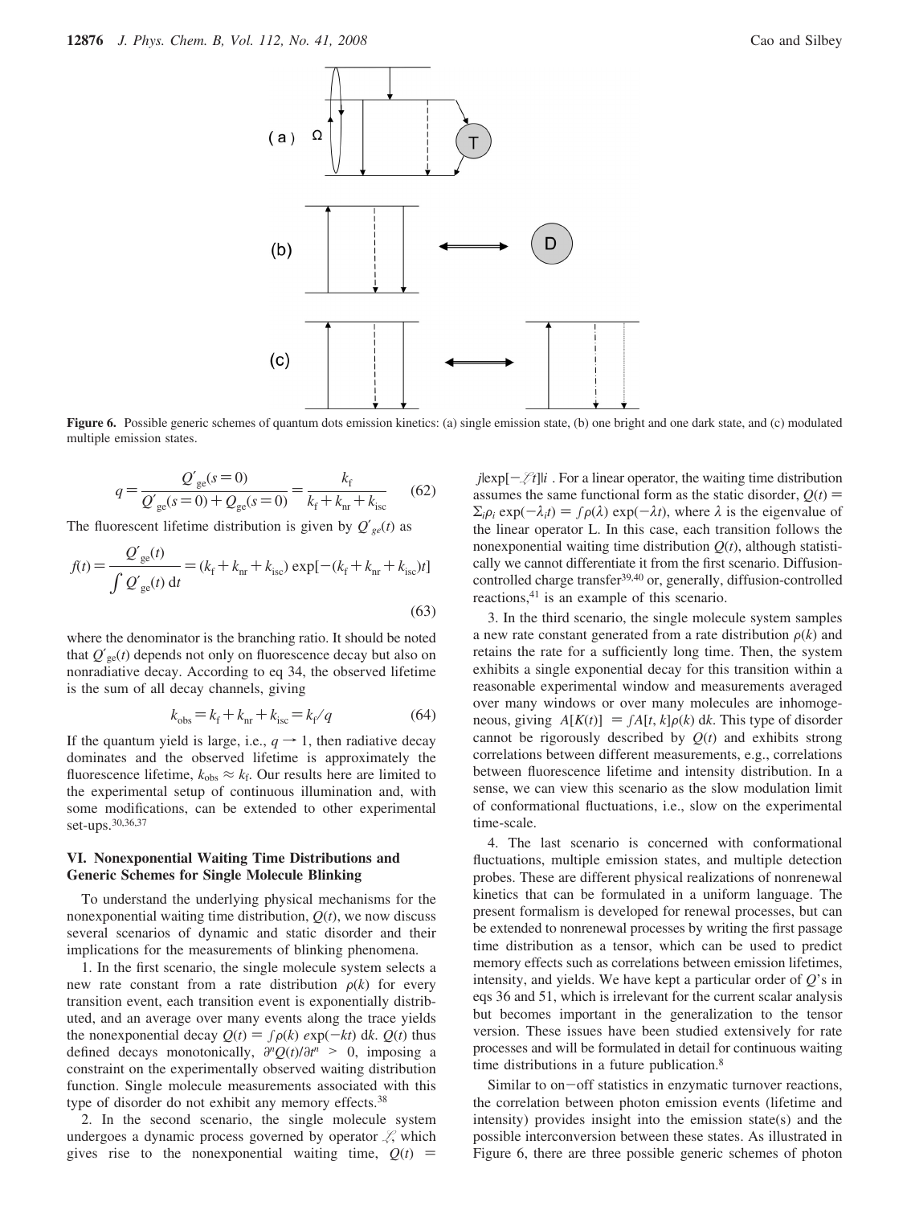(a) Ω T

(b) D

(c)

**Figure 6.** Possible generic schemes of quantum dots emission kinetics: (a) single emission state, (b) one bright and one dark state, and (c) modulated multiple emission states.

$$q = \frac{Q'_{\rm ge}(s=0)}{Q'_{\rm ge}(s=0) + Q_{\rm ge}(s=0)} = \frac{k_{\rm f}}{k_{\rm f} + k_{\rm nr} + k_{\rm isc}} \qquad (62)$$

The fluorescent lifetime distribution is given by $Q'_{ge}(t)$ as

$$f(t) = \frac{Q'_{\rm ge}(t)}{\int Q'_{\rm ge}(t)\,{\rm d}t} = (k_{\rm f} + k_{\rm nr} + k_{\rm isc})\exp[-(k_{\rm f} + k_{\rm nr} + k_{\rm isc})t] \qquad (63)$$

where the denominator is the branching ratio. It should be noted that $Q'_{\rm ge}(t)$ depends not only on fluorescence decay but also on nonradiative decay. According to eq 34, the observed lifetime is the sum of all decay channels, giving

$$k_{\rm obs} = k_{\rm f} + k_{\rm nr} + k_{\rm isc} = k_{\rm f}/q \qquad (64)$$

If the quantum yield is large, i.e., $q \to 1$, then radiative decay dominates and the observed lifetime is approximately the fluorescence lifetime, $k_{\rm obs} \approx k_{\rm f}$. Our results here are limited to the experimental setup of continuous illumination and, with some modifications, can be extended to other experimental set-ups.[30,36,37]

## VI. Nonexponential Waiting Time Distributions and Generic Schemes for Single Molecule Blinking

To understand the underlying physical mechanisms for the nonexponential waiting time distribution, $Q(t)$, we now discuss several scenarios of dynamic and static disorder and their implications for the measurements of blinking phenomena.

1. In the first scenario, the single molecule system selects a new rate constant from a rate distribution $\rho(k)$ for every transition event, each transition event is exponentially distributed, and an average over many events along the trace yields the nonexponential decay $Q(t) = \int \rho(k)\, \exp(-kt)\, {\rm d}k$. $Q(t)$ thus defined decays monotonically, $\partial^n Q(t)/\partial t^n > 0$, imposing a constraint on the experimentally observed waiting distribution function. Single molecule measurements associated with this type of disorder do not exhibit any memory effects.[38]

2. In the second scenario, the single molecule system undergoes a dynamic process governed by operator $\mathcal{L}$, which gives rise to the nonexponential waiting time, $Q(t) = j|\exp[-\mathcal{L}t]|i$. For a linear operator, the waiting time distribution assumes the same functional form as the static disorder, $Q(t) = \sum_i \rho_i \exp(-\lambda_i t) = \int \rho(\lambda) \exp(-\lambda t)$, where $\lambda$ is the eigenvalue of the linear operator L. In this case, each transition follows the nonexponential waiting time distribution $Q(t)$, although statistically we cannot differentiate it from the first scenario. Diffusion-controlled charge transfer[39,40] or, generally, diffusion-controlled reactions,[41] is an example of this scenario.

3. In the third scenario, the single molecule system samples a new rate constant generated from a rate distribution $\rho(k)$ and retains the rate for a sufficiently long time. Then, the system exhibits a single exponential decay for this transition within a reasonable experimental window and measurements averaged over many windows or over many molecules are inhomogeneous, giving $A[K(t)] = \int A[t, k]\rho(k)\, {\rm d}k$. This type of disorder cannot be rigorously described by $Q(t)$ and exhibits strong correlations between different measurements, e.g., correlations between fluorescence lifetime and intensity distribution. In a sense, we can view this scenario as the slow modulation limit of conformational fluctuations, i.e., slow on the experimental time-scale.

4. The last scenario is concerned with conformational fluctuations, multiple emission states, and multiple detection probes. These are different physical realizations of nonrenewal kinetics that can be formulated in a uniform language. The present formalism is developed for renewal processes, but can be extended to nonrenewal processes by writing the first passage time distribution as a tensor, which can be used to predict memory effects such as correlations between emission lifetimes, intensity, and yields. We have kept a particular order of $Q$'s in eqs 36 and 51, which is irrelevant for the current scalar analysis but becomes important in the generalization to the tensor version. These issues have been studied extensively for rate processes and will be formulated in detail for continuous waiting time distributions in a future publication.[8]

Similar to on−off statistics in enzymatic turnover reactions, the correlation between photon emission events (lifetime and intensity) provides insight into the emission state(s) and the possible interconversion between these states. As illustrated in Figure 6, there are three possible generic schemes of photon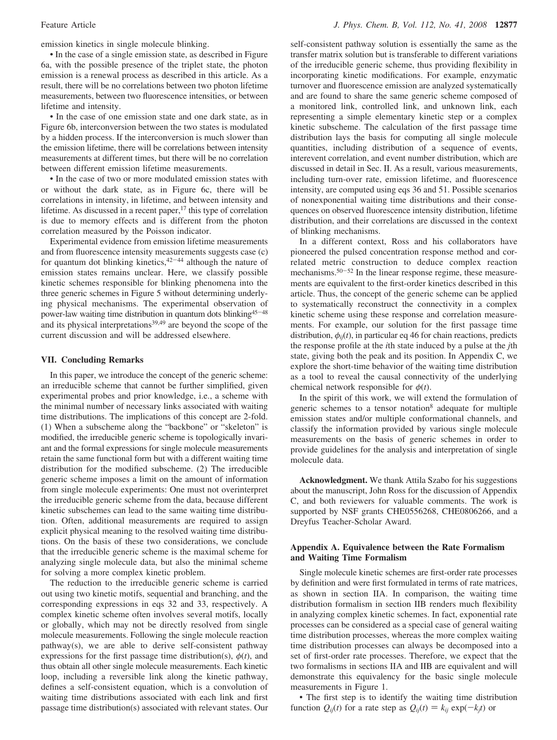emission kinetics in single molecule blinking.

• In the case of a single emission state, as described in Figure 6a, with the possible presence of the triplet state, the photon emission is a renewal process as described in this article. As a result, there will be no correlations between two photon lifetime measurements, between two fluorescence intensities, or between lifetime and intensity.

• In the case of one emission state and one dark state, as in Figure 6b, interconversion between the two states is modulated by a hidden process. If the interconversion is much slower than the emission lifetime, there will be correlations between intensity measurements at different times, but there will be no correlation between different emission lifetime measurements.

• In the case of two or more modulated emission states with or without the dark state, as in Figure 6c, there will be correlations in intensity, in lifetime, and between intensity and lifetime. As discussed in a recent paper,[17] this type of correlation is due to memory effects and is different from the photon correlation measured by the Poisson indicator.

Experimental evidence from emission lifetime measurements and from fluorescence intensity measurements suggests case (c) for quantum dot blinking kinetics,[42−44] although the nature of emission states remains unclear. Here, we classify possible kinetic schemes responsible for blinking phenomena into the three generic schemes in Figure 5 without determining underlying physical mechanisms. The experimental observation of power-law waiting time distribution in quantum dots blinking[45−48] and its physical interpretations[39,49] are beyond the scope of the current discussion and will be addressed elsewhere.

## VII. Concluding Remarks

In this paper, we introduce the concept of the generic scheme: an irreducible scheme that cannot be further simplified, given experimental probes and prior knowledge, i.e., a scheme with the minimal number of necessary links associated with waiting time distributions. The implications of this concept are 2-fold. (1) When a subscheme along the "backbone" or "skeleton" is modified, the irreducible generic scheme is topologically invariant and the formal expressions for single molecule measurements retain the same functional form but with a different waiting time distribution for the modified subscheme. (2) The irreducible generic scheme imposes a limit on the amount of information from single molecule experiments: One must not overinterpret the irreducible generic scheme from the data, because different kinetic subschemes can lead to the same waiting time distribution. Often, additional measurements are required to assign explicit physical meaning to the resolved waiting time distributions. On the basis of these two considerations, we conclude that the irreducible generic scheme is the maximal scheme for analyzing single molecule data, but also the minimal scheme for solving a more complex kinetic problem.

The reduction to the irreducible generic scheme is carried out using two kinetic motifs, sequential and branching, and the corresponding expressions in eqs 32 and 33, respectively. A complex kinetic scheme often involves several motifs, locally or globally, which may not be directly resolved from single molecule measurements. Following the single molecule reaction pathway(s), we are able to derive self-consistent pathway expressions for the first passage time distribution(s), $\phi(t)$, and thus obtain all other single molecule measurements. Each kinetic loop, including a reversible link along the kinetic pathway, defines a self-consistent equation, which is a convolution of waiting time distributions associated with each link and first passage time distribution(s) associated with relevant states. Our self-consistent pathway solution is essentially the same as the transfer matrix solution but is transferable to different variations of the irreducible generic scheme, thus providing flexibility in incorporating kinetic modifications. For example, enzymatic turnover and fluorescence emission are analyzed systematically and are found to share the same generic scheme composed of a monitored link, controlled link, and unknown link, each representing a simple elementary kinetic step or a complex kinetic subscheme. The calculation of the first passage time distribution lays the basis for computing all single molecule quantities, including distribution of a sequence of events, interevent correlation, and event number distribution, which are discussed in detail in Sec. II. As a result, various measurements, including turn-over rate, emission lifetime, and fluorescence intensity, are computed using eqs 36 and 51. Possible scenarios of nonexponential waiting time distributions and their consequences on observed fluorescence intensity distribution, lifetime distribution, and their correlations are discussed in the context of blinking mechanisms.

In a different context, Ross and his collaborators have pioneered the pulsed concentration response method and correlated metric construction to deduce complex reaction mechanisms.[50−52] In the linear response regime, these measurements are equivalent to the first-order kinetics described in this article. Thus, the concept of the generic scheme can be applied to systematically reconstruct the connectivity in a complex kinetic scheme using these response and correlation measurements. For example, our solution for the first passage time distribution, $\phi_{ij}(t)$, in particular eq 46 for chain reactions, predicts the response profile at the $i$th state induced by a pulse at the $j$th state, giving both the peak and its position. In Appendix C, we explore the short-time behavior of the waiting time distribution as a tool to reveal the causal connectivity of the underlying chemical network responsible for $\phi(t)$.

In the spirit of this work, we will extend the formulation of generic schemes to a tensor notation[8] adequate for multiple emission states and/or multiple conformational channels, and classify the information provided by various single molecule measurements on the basis of generic schemes in order to provide guidelines for the analysis and interpretation of single molecule data.

**Acknowledgment.** We thank Attila Szabo for his suggestions about the manuscript, John Ross for the discussion of Appendix C, and both reviewers for valuable comments. The work is supported by NSF grants CHE0556268, CHE0806266, and a Dreyfus Teacher-Scholar Award.

## Appendix A. Equivalence between the Rate Formalism and Waiting Time Formalism

Single molecule kinetic schemes are first-order rate processes by definition and were first formulated in terms of rate matrices, as shown in section IIA. In comparison, the waiting time distribution formalism in section IIB renders much flexibility in analyzing complex kinetic schemes. In fact, exponential rate processes can be considered as a special case of general waiting time distribution processes, whereas the more complex waiting time distribution processes can always be decomposed into a set of first-order rate processes. Therefore, we expect that the two formalisms in sections IIA and IIB are equivalent and will demonstrate this equivalency for the basic single molecule measurements in Figure 1.

• The first step is to identify the waiting time distribution function $Q_{ij}(t)$ for a rate step as $Q_{ij}(t) = k_{ij} \exp(-k_j t)$ or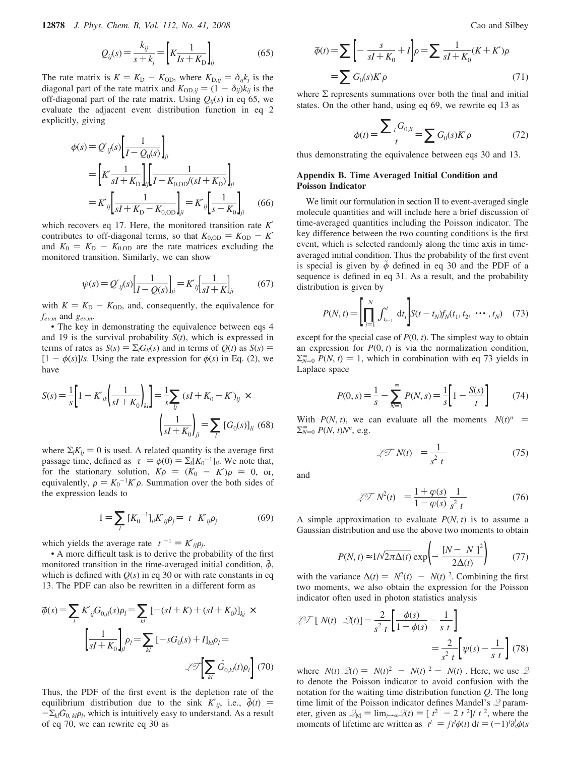$$Q_{ij}(s) = \frac{k_{ij}}{s + k_j} = \left[K\frac{1}{Is + K_D}\right]_{ij} \tag{65}$$

The rate matrix is $K = K_D - K_{OD}$, where $K_{D,ij} = \delta_{ij}k_j$ is the diagonal part of the rate matrix and $K_{OD,ij} = (1 - \delta_{ij})k_{ij}$ is the off-diagonal part of the rate matrix. Using $Q_{ij}(s)$ in eq 65, we evaluate the adjacent event distribution function in eq 2 explicitly, giving

$$\begin{aligned}\phi(s) &= Q'_{ij}(s)\left[\frac{1}{I - Q_0(s)}\right]_{ji} \\ &= \left[K'\frac{1}{sI + K_D}\right]_{ij}\left[\frac{1}{I - K_{0,OD}/(sI + K_D)}\right]_{ji} \\ &= K'_{ij}\left[\frac{1}{sI + K_D - K_{0,OD}}\right]_{ji} = K'_{ij}\left[\frac{1}{s + K_0}\right]_{ji}\end{aligned} \tag{66}$$

which recovers eq 17. Here, the monitored transition rate $K'$ contributes to off-diagonal terms, so that $K_{0,OD} = K_{OD} - K'$ and $K_0 = K_D - K_{0,OD}$ are the rate matrices excluding the monitored transition. Similarly, we can show

$$\psi(s) = Q'_{ij}(s)\left[\frac{1}{I - Q(s)}\right]_{ji} = K'_{ij}\left[\frac{1}{sI + K}\right]_{ji} \tag{67}$$

with $K = K_D - K_{OD}$, and, consequently, the equivalence for $f_{ev,m}$ and $g_{ev,m}$.

• The key in demonstrating the equivalence between eqs 4 and 19 is the survival probability $S(t)$, which is expressed in terms of rates as $S(s) = \Sigma_l G_{li}(s)$ and in terms of $Q(t)$ as $S(s) = [1 - \phi(s)]/s$. Using the rate expression for $\phi(s)$ in Eq. (2), we have

$$S(s) = \frac{1}{s}\left[1 - K'_{ik}\left(\frac{1}{sI + K_0}\right)_{ki}\right] = \frac{1}{s}\sum_{lj}(sI + K_0 - K')_{lj} \times \left(\frac{1}{sI + K_0}\right)_{ji} = \sum_l [G_0(s)]_{li} \tag{68}$$

where $\Sigma_l K_{lj} = 0$ is used. A related quantity is the average first passage time, defined as $\langle\tau\rangle = \phi(0) = \Sigma_l[K_0^{-1}]_{li}$. We note that, for the stationary solution, $K\rho = (K_0 - K')\rho = 0$, or, equivalently, $\rho = K_0^{-1}K'\rho$. Summation over the both sides of the expression leads to

$$1 = \sum_l [K_0^{-1}]_{li}K'_{ij}\rho_j = \langle t\rangle K'_{ij}\rho_j \tag{69}$$

which yields the average rate $\langle t\rangle^{-1} = K'_{ij}\rho_j$.

• A more difficult task is to derive the probability of the first monitored transition in the time-averaged initial condition, $\tilde{\phi}$, which is defined with $Q(s)$ in eq 30 or with rate constants in eq 13. The PDF can also be rewritten in a different form as

$$\tilde{\phi}(s) = \sum_l K'_{ij}G_{0,jl}(s)\rho_l = \sum_{kl}[-(sI + K) + (sI + K_0)]_{kj} \times \left[\frac{1}{sI + K_0}\right]_{jl}\rho_l = \sum_{kl}[-sG_0(s) + I]_{kl}\rho_l = \mathcal{L}\mathcal{T}\left[\sum_{kl}\dot{G}_{0,kl}(t)\rho_l\right] \tag{70}$$

Thus, the PDF of the first event is the depletion rate of the equilibrium distribution due to the sink $K'_{ij}$, i.e., $\tilde{\phi}(t) = -\Sigma_{kl}\dot{G}_{0,kl}\rho_l$, which is intuitively easy to understand. As a result of eq 70, we can rewrite eq 30 as

$$\begin{aligned}\tilde{\phi}(t) &= \sum\left[-\frac{s}{sI + K_0} + I\right]\rho = \sum\frac{1}{sI + K_0}(K + K')\rho \\ &= \sum G_0(s)K'\rho\end{aligned} \tag{71}$$

where $\Sigma$ represents summations over both the final and initial states. On the other hand, using eq 69, we rewrite eq 13 as

$$\tilde{\phi}(t) = \frac{\sum_l G_{0,li}}{\langle t\rangle} = \sum G_0(s)K'\rho \tag{72}$$

thus demonstrating the equivalence between eqs 30 and 13.

## Appendix B. Time Averaged Initial Condition and Poisson Indicator

We limit our formulation in section II to event-averaged single molecule quantities and will include here a brief discussion of time-averaged quantities including the Poisson indicator. The key difference between the two counting conditions is the first event, which is selected randomly along the time axis in time-averaged initial condition. Thus the probability of the first event is special is given by $\tilde{\phi}$ defined in eq 30 and the PDF of a sequence is defined in eq 31. As a result, and the probability distribution is given by

$$P(N, t) = \left[\prod_{i=1}^{N}\int_{t_{i-1}}^{t}\mathrm{d}t_i\right]S(t - t_N)f_N(t_1, t_2, \cdots, t_N) \tag{73}$$

except for the special case of $P(0, t)$. The simplest way to obtain an expression for $P(0, t)$ is via the normalization condition, $\Sigma_{N=0}^{\infty} P(N, t) = 1$, which in combination with eq 73 yields in Laplace space

$$P(0, s) = \frac{1}{s} - \sum_{N=1}^{\infty}P(N, s) = \frac{1}{s}\left[1 - \frac{S(s)}{\langle t\rangle}\right] \tag{74}$$

With $P(N, t)$, we can evaluate all the moments $\langle N(t)^n\rangle = \Sigma_{N=0}^{\infty} P(N, t)N^n$, e.g.

$$\mathcal{L}\mathcal{T}\langle N(t)\rangle = \frac{1}{s^2\langle t\rangle} \tag{75}$$

and

$$\mathcal{L}\mathcal{T}\langle N^2(t)\rangle = \frac{1 + \varphi(s)}{1 - \varphi(s)}\frac{1}{s^2\langle t\rangle} \tag{76}$$

A simple approximation to evaluate $P(N, t)$ is to assume a Gaussian distribution and use the above two moments to obtain

$$P(N, t) \approx 1/\sqrt{2\pi\Delta(t)}\exp\left(-\frac{[N - \langle N\rangle]^2}{2\Delta(t)}\right) \tag{77}$$

with the variance $\Delta(t) = \langle N^2(t)\rangle - \langle N(t)\rangle^2$. Combining the first two moments, we also obtain the expression for the Poisson indicator often used in photon statistics analysis

$$\begin{aligned}\mathcal{L}\mathcal{T}[\langle N(t)\rangle\mathcal{Q}(t)] &= \frac{2}{s^2\langle t\rangle}\left[\frac{\phi(s)}{1 - \phi(s)} - \frac{1}{s\langle t\rangle}\right] \\ &= \frac{2}{s^2\langle t\rangle}\left[\psi(s) - \frac{1}{s\langle t\rangle}\right]\end{aligned} \tag{78}$$

where $\langle N(t)\rangle\mathcal{Q}(t) = \langle N(t)^2\rangle - \langle N(t)\rangle^2 - \langle N(t)\rangle$. Here, we use $\mathcal{Q}$ to denote the Poisson indicator to avoid confusion with the notation for the waiting time distribution function $Q$. The long time limit of the Poisson indicator defines Mandel's $\mathcal{Q}$ parameter, given as $\mathcal{Q}_M = \lim_{t\to\infty}\mathcal{Q}(t) = [\langle t^2\rangle - 2\langle t\rangle^2]/\langle t\rangle^2$, where the moments of lifetime are written as $\langle t^l\rangle = \int t^l\phi(t)\,\mathrm{d}t = (-1)^l\partial_s^l\phi(s$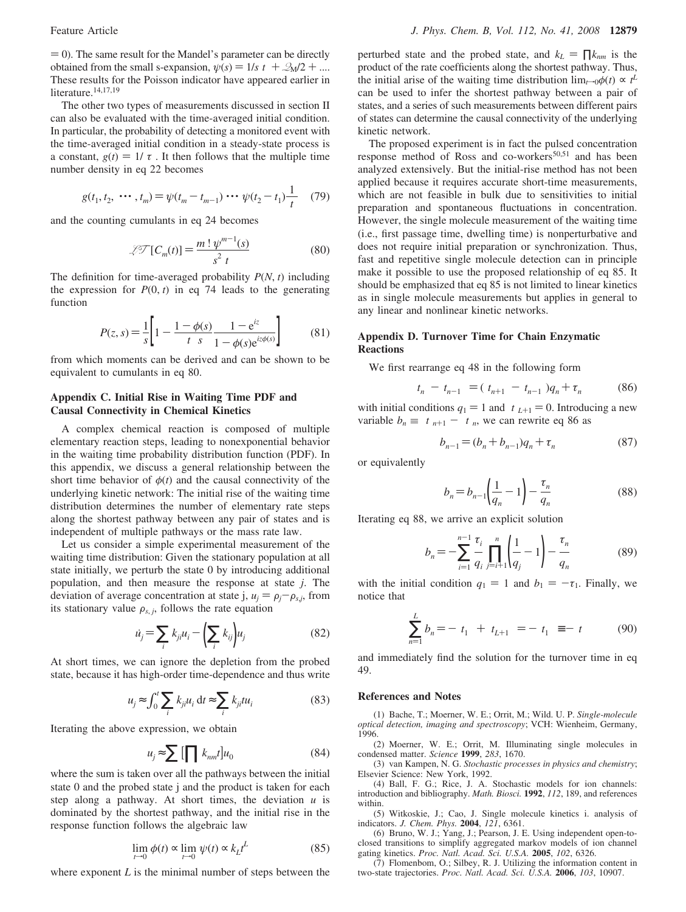= 0). The same result for the Mandel's parameter can be directly obtained from the small s-expansion, $\psi(s) = 1/s\langle t\rangle + \mathcal{Q}_M/2 + ....$ These results for the Poisson indicator have appeared earlier in literature.[14,17,19]

The other two types of measurements discussed in section II can also be evaluated with the time-averaged initial condition. In particular, the probability of detecting a monitored event with the time-averaged initial condition in a steady-state process is a constant, $g(t) = 1/\langle\tau\rangle$. It then follows that the multiple time number density in eq 22 becomes

$$g(t_1, t_2, \cdots, t_m) = \psi(t_m - t_{m-1}) \cdots \psi(t_2 - t_1)\frac{1}{\langle t\rangle} \quad (79)$$

and the counting cumulants in eq 24 becomes

$$\mathcal{LT}[C_m(t)] = \frac{m!\,\psi^{m-1}(s)}{s^2\langle t\rangle} \quad (80)$$

The definition for time-averaged probability $P(N, t)$ including the expression for $P(0, t)$ in eq 74 leads to the generating function

$$P(z, s) = \frac{1}{s}\left[1 - \frac{1 - \phi(s)}{\langle t\rangle s}\frac{1 - e^{iz}}{1 - \phi(s)e^{iz\phi(s)}}\right] \quad (81)$$

from which moments can be derived and can be shown to be equivalent to cumulants in eq 80.

## Appendix C. Initial Rise in Waiting Time PDF and Causal Connectivity in Chemical Kinetics

A complex chemical reaction is composed of multiple elementary reaction steps, leading to nonexponential behavior in the waiting time probability distribution function (PDF). In this appendix, we discuss a general relationship between the short time behavior of $\phi(t)$ and the causal connectivity of the underlying kinetic network: The initial rise of the waiting time distribution determines the number of elementary rate steps along the shortest pathway between any pair of states and is independent of multiple pathways or the mass rate law.

Let us consider a simple experimental measurement of the waiting time distribution: Given the stationary population at all state initially, we perturb the state 0 by introducing additional population, and then measure the response at state $j$. The deviation of average concentration at state j, $u_j = \rho_j - \rho_{s,j}$, from its stationary value $\rho_{s,j}$, follows the rate equation

$$\dot{u}_j = \sum_i k_{ji}u_i - \left(\sum_i k_{ij}\right)u_j \quad (82)$$

At short times, we can ignore the depletion from the probed state, because it has high-order time-dependence and thus write

$$u_j \approx \int_0^t \sum_i k_{ji}u_i\,dt \approx \sum_i k_{ji}tu_i \quad (83)$$

Iterating the above expression, we obtain

$$u_j \approx \sum\left[\prod k_{nm}t\right]u_0 \quad (84)$$

where the sum is taken over all the pathways between the initial state 0 and the probed state j and the product is taken for each step along a pathway. At short times, the deviation $u$ is dominated by the shortest pathway, and the initial rise in the response function follows the algebraic law

$$\lim_{t\to 0}\phi(t) \propto \lim_{t\to 0}\psi(t) \propto k_L t^L \quad (85)$$

where exponent $L$ is the minimal number of steps between the perturbed state and the probed state, and $k_L = \prod k_{nm}$ is the product of the rate coefficients along the shortest pathway. Thus, the initial arise of the waiting time distribution $\lim_{t\to 0}\phi(t) \propto t^L$ can be used to infer the shortest pathway between a pair of states, and a series of such measurements between different pairs of states can determine the causal connectivity of the underlying kinetic network.

The proposed experiment is in fact the pulsed concentration response method of Ross and co-workers[50,51] and has been analyzed extensively. But the initial-rise method has not been applied because it requires accurate short-time measurements, which are not feasible in bulk due to sensitivities to initial preparation and spontaneous fluctuations in concentration. However, the single molecule measurement of the waiting time (i.e., first passage time, dwelling time) is nonperturbative and does not require initial preparation or synchronization. Thus, fast and repetitive single molecule detection can in principle make it possible to use the proposed relationship of eq 85. It should be emphasized that eq 85 is not limited to linear kinetics as in single molecule measurements but applies in general to any linear and nonlinear kinetic networks.

## Appendix D. Turnover Time for Chain Enzymatic Reactions

We first rearrange eq 48 in the following form

$$\langle t_n\rangle - \langle t_{n-1}\rangle = (\langle t_{n+1}\rangle - \langle t_{n-1}\rangle)q_n + \tau_n \quad (86)$$

with initial conditions $q_1 = 1$ and $\langle t_{L+1}\rangle = 0$. Introducing a new variable $b_n \equiv \langle t_{n+1}\rangle - \langle t_n\rangle$, we can rewrite eq 86 as

$$b_{n-1} = (b_n + b_{n-1})q_n + \tau_n \quad (87)$$

or equivalently

$$b_n = b_{n-1}\left(\frac{1}{q_n} - 1\right) - \frac{\tau_n}{q_n} \quad (88)$$

Iterating eq 88, we arrive an explicit solution

$$b_n = -\sum_{i=1}^{n-1}\frac{\tau_i}{q_i}\prod_{j=i+1}^{n}\left(\frac{1}{q_j} - 1\right) - \frac{\tau_n}{q_n} \quad (89)$$

with the initial condition $q_1 = 1$ and $b_1 = -\tau_1$. Finally, we notice that

$$\sum_{n=1}^{L} b_n = -\langle t_1\rangle + \langle t_{L+1}\rangle = -\langle t_1\rangle \equiv -\langle t\rangle \quad (90)$$

and immediately find the solution for the turnover time in eq 49.

## References and Notes

(1) Bache, T.; Moerner, W. E.; Orrit, M.; Wild. U. P. *Single-molecule optical detection, imaging and spectroscopy*; VCH: Wienheim, Germany, 1996.

(2) Moerner, W. E.; Orrit, M. Illuminating single molecules in condensed matter. *Science* **1999**, *283*, 1670.

(3) van Kampen, N. G. *Stochastic processes in physics and chemistry*; Elsevier Science: New York, 1992.

(4) Ball, F. G.; Rice, J. A. Stochastic models for ion channels: introduction and bibliography. *Math. Biosci.* **1992**, *112*, 189, and references within.

(5) Witkoskie, J.; Cao, J. Single molecule kinetics i. analysis of indicators. *J. Chem. Phys.* **2004**, *121*, 6361.

(6) Bruno, W. J.; Yang, J.; Pearson, J. E. Using independent open-to-closed transitions to simplify aggregated markov models of ion channel gating kinetics. *Proc. Natl. Acad. Sci. U.S.A.* **2005**, *102*, 6326.

(7) Flomenbom, O.; Silbey, R. J. Utilizing the information content in two-state trajectories. *Proc. Natl. Acad. Sci. U.S.A.* **2006**, *103*, 10907.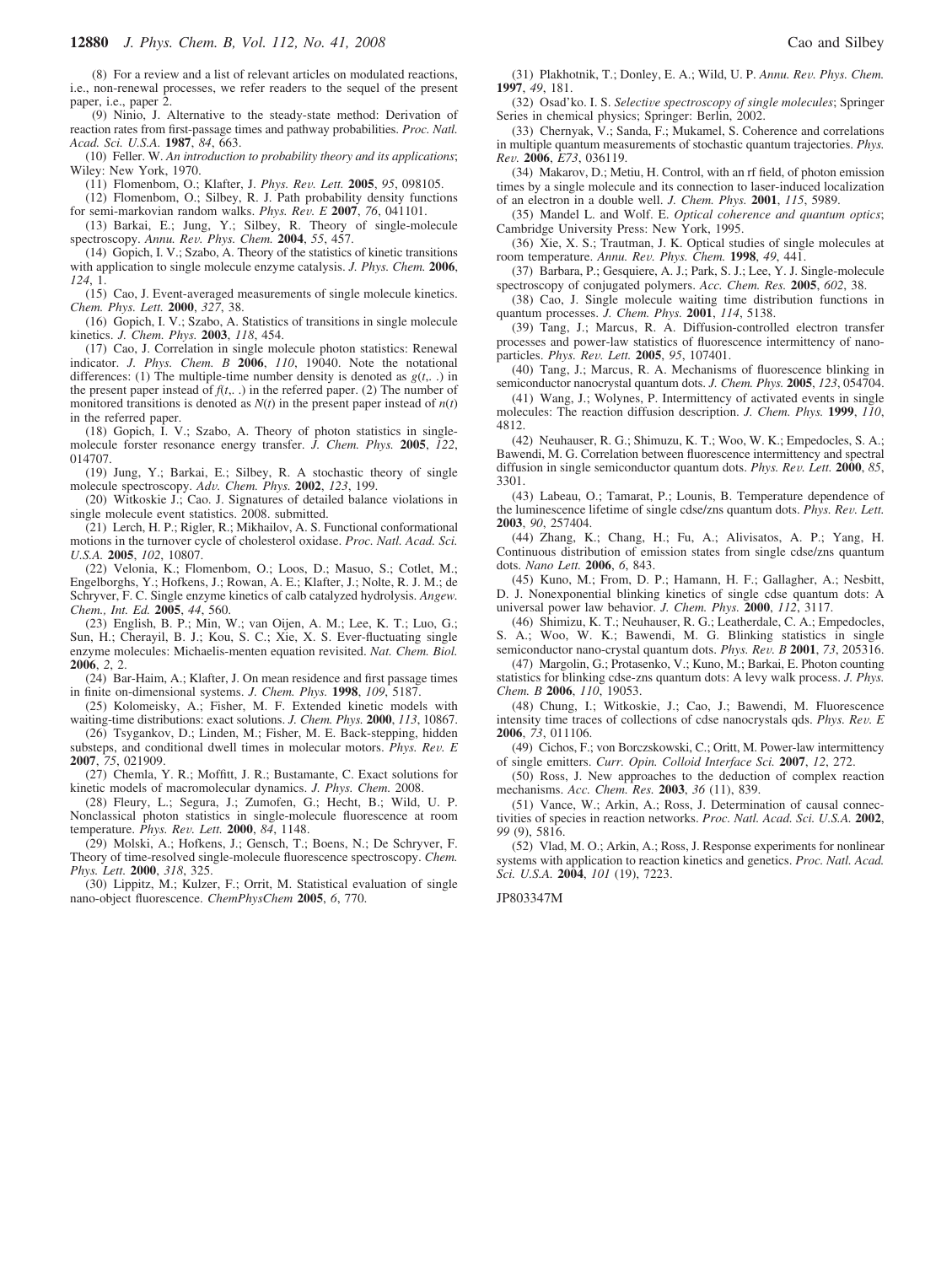(8) For a review and a list of relevant articles on modulated reactions, i.e., non-renewal processes, we refer readers to the sequel of the present paper, i.e., paper 2.

(9) Ninio, J. Alternative to the steady-state method: Derivation of reaction rates from first-passage times and pathway probabilities. *Proc. Natl. Acad. Sci. U.S.A.* **1987**, *84*, 663.

(10) Feller. W. *An introduction to probability theory and its applications*; Wiley: New York, 1970.

(11) Flomenbom, O.; Klafter, J. *Phys. Rev. Lett.* **2005**, *95*, 098105.

(12) Flomenbom, O.; Silbey, R. J. Path probability density functions for semi-markovian random walks. *Phys. Rev. E* **2007**, *76*, 041101.

(13) Barkai, E.; Jung, Y.; Silbey, R. Theory of single-molecule spectroscopy. *Annu. Rev. Phys. Chem.* **2004**, *55*, 457.

(14) Gopich, I. V.; Szabo, A. Theory of the statistics of kinetic transitions with application to single molecule enzyme catalysis. *J. Phys. Chem.* **2006**, *124*, 1.

(15) Cao, J. Event-averaged measurements of single molecule kinetics. *Chem. Phys. Lett.* **2000**, *327*, 38.

(16) Gopich, I. V.; Szabo, A. Statistics of transitions in single molecule kinetics. *J. Chem. Phys.* **2003**, *118*, 454.

(17) Cao, J. Correlation in single molecule photon statistics: Renewal indicator. *J. Phys. Chem. B* **2006**, *110*, 19040. Note the notational differences: (1) The multiple-time number density is denoted as $g(t,..)$ in the present paper instead of $f(t,..)$ in the referred paper. (2) The number of monitored transitions is denoted as $N(t)$ in the present paper instead of $n(t)$ in the referred paper.

(18) Gopich, I. V.; Szabo, A. Theory of photon statistics in single-molecule forster resonance energy transfer. *J. Chem. Phys.* **2005**, *122*, 014707.

(19) Jung, Y.; Barkai, E.; Silbey, R. A stochastic theory of single molecule spectroscopy. *Adv. Chem. Phys.* **2002**, *123*, 199.

(20) Witkoskie J.; Cao. J. Signatures of detailed balance violations in single molecule event statistics. 2008. submitted.

(21) Lerch, H. P.; Rigler, R.; Mikhailov, A. S. Functional conformational motions in the turnover cycle of cholesterol oxidase. *Proc. Natl. Acad. Sci. U.S.A.* **2005**, *102*, 10807.

(22) Velonia, K.; Flomenbom, O.; Loos, D.; Masuo, S.; Cotlet, M.; Engelborghs, Y.; Hofkens, J.; Rowan, A. E.; Klafter, J.; Nolte, R. J. M.; de Schryver, F. C. Single enzyme kinetics of calb catalyzed hydrolysis. *Angew. Chem., Int. Ed.* **2005**, *44*, 560.

(23) English, B. P.; Min, W.; van Oijen, A. M.; Lee, K. T.; Luo, G.; Sun, H.; Cherayil, B. J.; Kou, S. C.; Xie, X. S. Ever-fluctuating single enzyme molecules: Michaelis-menten equation revisited. *Nat. Chem. Biol.* **2006**, *2*, 2.

(24) Bar-Haim, A.; Klafter, J. On mean residence and first passage times in finite on-dimensional systems. *J. Chem. Phys.* **1998**, *109*, 5187.

(25) Kolomeisky, A.; Fisher, M. F. Extended kinetic models with waiting-time distributions: exact solutions. *J. Chem. Phys.* **2000**, *113*, 10867.

(26) Tsygankov, D.; Linden, M.; Fisher, M. E. Back-stepping, hidden substeps, and conditional dwell times in molecular motors. *Phys. Rev. E* **2007**, *75*, 021909.

(27) Chemla, Y. R.; Moffitt, J. R.; Bustamante, C. Exact solutions for kinetic models of macromolecular dynamics. *J. Phys. Chem.* 2008.

(28) Fleury, L.; Segura, J.; Zumofen, G.; Hecht, B.; Wild, U. P. Nonclassical photon statistics in single-molecule fluorescence at room temperature. *Phys. Rev. Lett.* **2000**, *84*, 1148.

(29) Molski, A.; Hofkens, J.; Gensch, T.; Boens, N.; De Schryver, F. Theory of time-resolved single-molecule fluorescence spectroscopy. *Chem. Phys. Lett.* **2000**, *318*, 325.

(30) Lippitz, M.; Kulzer, F.; Orrit, M. Statistical evaluation of single nano-object fluorescence. *ChemPhysChem* **2005**, *6*, 770.

(31) Plakhotnik, T.; Donley, E. A.; Wild, U. P. *Annu. Rev. Phys. Chem.* **1997**, *49*, 181.

(32) Osad'ko. I. S. *Selective spectroscopy of single molecules*; Springer Series in chemical physics; Springer: Berlin, 2002.

(33) Chernyak, V.; Sanda, F.; Mukamel, S. Coherence and correlations in multiple quantum measurements of stochastic quantum trajectories. *Phys. Rev.* **2006**, *E73*, 036119.

(34) Makarov, D.; Metiu, H. Control, with an rf field, of photon emission times by a single molecule and its connection to laser-induced localization of an electron in a double well. *J. Chem. Phys.* **2001**, *115*, 5989.

(35) Mandel L. and Wolf. E. *Optical coherence and quantum optics*; Cambridge University Press: New York, 1995.

(36) Xie, X. S.; Trautman, J. K. Optical studies of single molecules at room temperature. *Annu. Rev. Phys. Chem.* **1998**, *49*, 441.

(37) Barbara, P.; Gesquiere, A. J.; Park, S. J.; Lee, Y. J. Single-molecule spectroscopy of conjugated polymers. *Acc. Chem. Res.* **2005**, *602*, 38.

(38) Cao, J. Single molecule waiting time distribution functions in quantum processes. *J. Chem. Phys.* **2001**, *114*, 5138.

(39) Tang, J.; Marcus, R. A. Diffusion-controlled electron transfer processes and power-law statistics of fluorescence intermittency of nanoparticles. *Phys. Rev. Lett.* **2005**, *95*, 107401.

(40) Tang, J.; Marcus, R. A. Mechanisms of fluorescence blinking in semiconductor nanocrystal quantum dots. *J. Chem. Phys.* **2005**, *123*, 054704.

(41) Wang, J.; Wolynes, P. Intermittency of activated events in single molecules: The reaction diffusion description. *J. Chem. Phys.* **1999**, *110*, 4812.

(42) Neuhauser, R. G.; Shimuzu, K. T.; Woo, W. K.; Empedocles, S. A.; Bawendi, M. G. Correlation between fluorescence intermittency and spectral diffusion in single semiconductor quantum dots. *Phys. Rev. Lett.* **2000**, *85*, 3301.

(43) Labeau, O.; Tamarat, P.; Lounis, B. Temperature dependence of the luminescence lifetime of single cdse/zns quantum dots. *Phys. Rev. Lett.* **2003**, *90*, 257404.

(44) Zhang, K.; Chang, H.; Fu, A.; Alivisatos, A. P.; Yang, H. Continuous distribution of emission states from single cdse/zns quantum dots. *Nano Lett.* **2006**, *6*, 843.

(45) Kuno, M.; From, D. P.; Hamann, H. F.; Gallagher, A.; Nesbitt, D. J. Nonexponential blinking kinetics of single cdse quantum dots: A universal power law behavior. *J. Chem. Phys.* **2000**, *112*, 3117.

(46) Shimizu, K. T.; Neuhauser, R. G.; Leatherdale, C. A.; Empedocles, S. A.; Woo, W. K.; Bawendi, M. G. Blinking statistics in single semiconductor nano-crystal quantum dots. *Phys. Rev. B* **2001**, *73*, 205316.

(47) Margolin, G.; Protasenko, V.; Kuno, M.; Barkai, E. Photon counting statistics for blinking cdse-zns quantum dots: A levy walk process. *J. Phys. Chem. B* **2006**, *110*, 19053.

(48) Chung, I.; Witkoskie, J.; Cao, J.; Bawendi, M. Fluorescence intensity time traces of collections of cdse nanocrystals qds. *Phys. Rev. E* **2006**, *73*, 011106.

(49) Cichos, F.; von Borczskowski, C.; Oritt, M. Power-law intermittency of single emitters. *Curr. Opin. Colloid Interface Sci.* **2007**, *12*, 272.

(50) Ross, J. New approaches to the deduction of complex reaction mechanisms. *Acc. Chem. Res.* **2003**, *36* (11), 839.

(51) Vance, W.; Arkin, A.; Ross, J. Determination of causal connectivities of species in reaction networks. *Proc. Natl. Acad. Sci. U.S.A.* **2002**, *99* (9), 5816.

(52) Vlad, M. O.; Arkin, A.; Ross, J. Response experiments for nonlinear systems with application to reaction kinetics and genetics. *Proc. Natl. Acad. Sci. U.S.A.* **2004**, *101* (19), 7223.

JP803347M